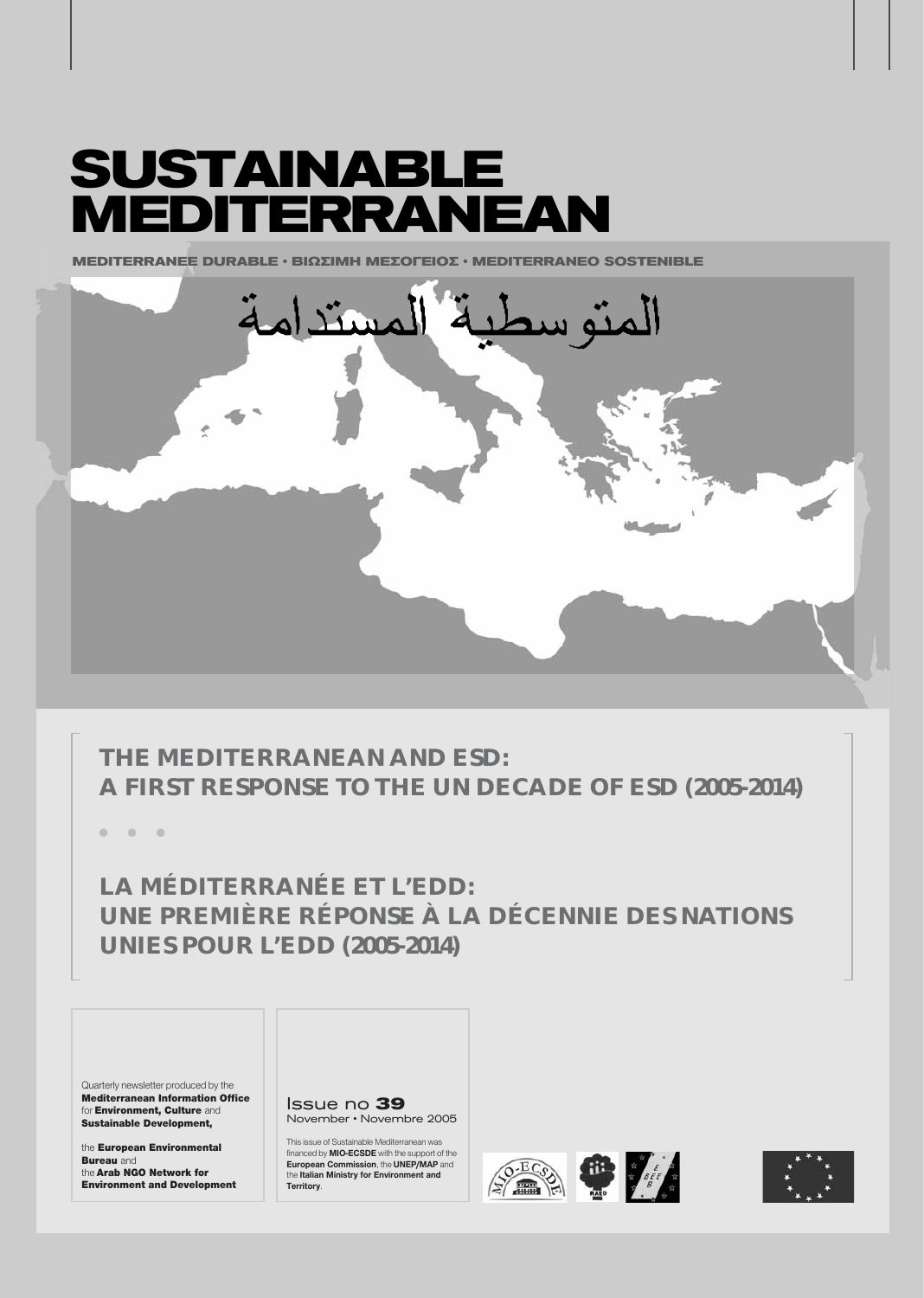# SUSTAINABLE MEDITERRANEAN

**MEDITERRANEE DURABLE • ΒΙΩΣΙΜΗ ΜΕΣΟΓΕΙΟΣ • MEDITERRANEO SOSTENIBLE**

المتوسطية المستدامة

## THE MEDITERRANEAN AND ESD: A FIRST RESPONSE TO THE UN DECADE OF ESD (2005-2014)

• • •

## LA MÉDITERRANÉE ET L'EDD: UNE PREMIÈRE RÉPONSE À LA DÉCENNIE DES NATIONS UNIES POUR L'EDD (2005-2014)

Quarterly newsletter produced by the **Mediterranean Information Office** for **Environment, Culture** and **Sustainable Development,**

the **European Environmental Bureau** and
the **Arab NGO Network for Environment and Development**

Issue no **39**
November • Novembre 2005

This issue of Sustainable Mediterranean was financed by **MIO-ECSDE** with the support of the **European Commission**, the **UNEP/MAP** and the **Italian Ministry for Environment and Territory**.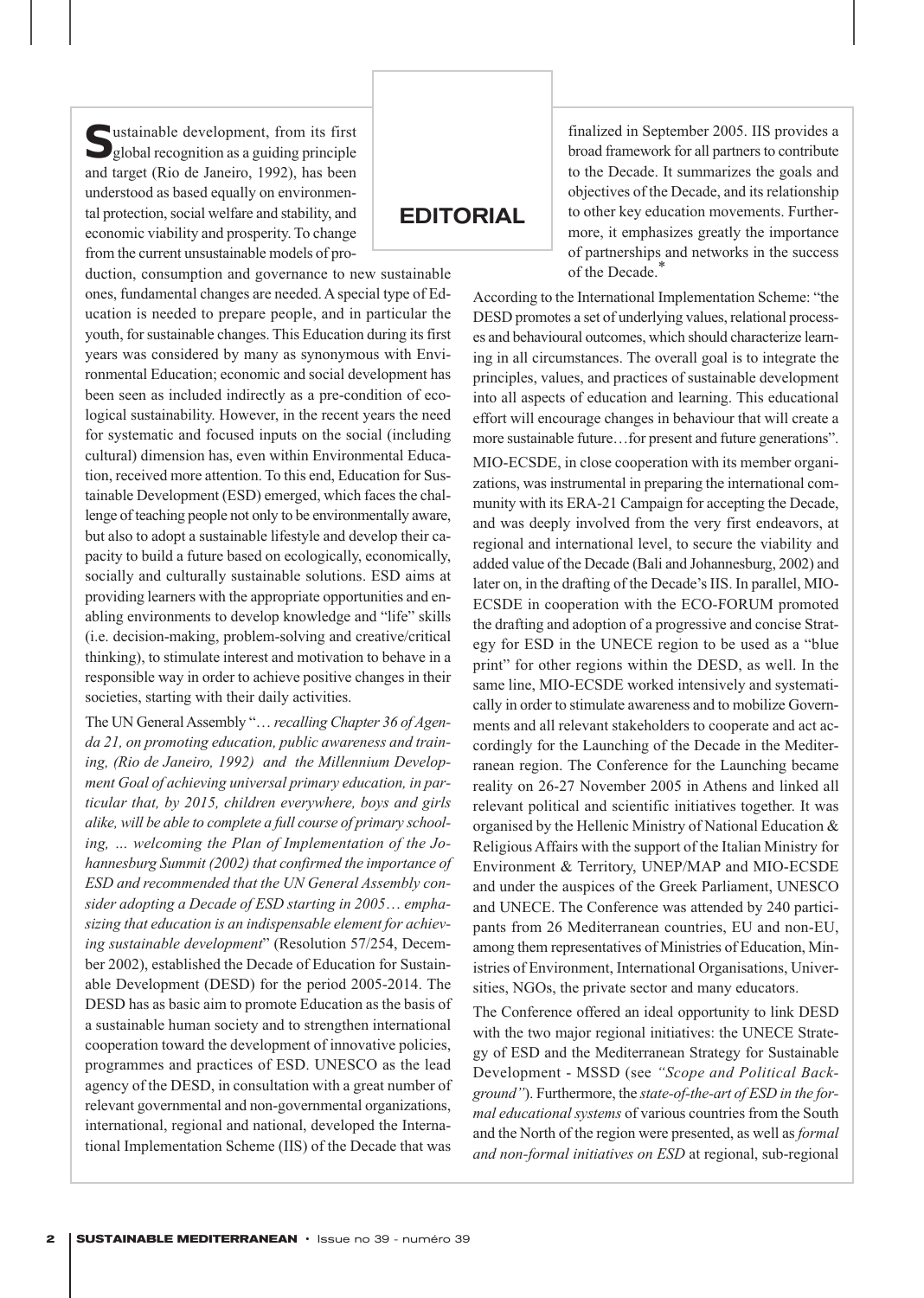# EDITORIAL

Sustainable development, from its first global recognition as a guiding principle and target (Rio de Janeiro, 1992), has been understood as based equally on environmental protection, social welfare and stability, and economic viability and prosperity. To change from the current unsustainable models of production, consumption and governance to new sustainable ones, fundamental changes are needed. A special type of Education is needed to prepare people, and in particular the youth, for sustainable changes. This Education during its first years was considered by many as synonymous with Environmental Education; economic and social development has been seen as included indirectly as a pre-condition of ecological sustainability. However, in the recent years the need for systematic and focused inputs on the social (including cultural) dimension has, even within Environmental Education, received more attention. To this end, Education for Sustainable Development (ESD) emerged, which faces the challenge of teaching people not only to be environmentally aware, but also to adopt a sustainable lifestyle and develop their capacity to build a future based on ecologically, economically, socially and culturally sustainable solutions. ESD aims at providing learners with the appropriate opportunities and enabling environments to develop knowledge and "life" skills (i.e. decision-making, problem-solving and creative/critical thinking), to stimulate interest and motivation to behave in a responsible way in order to achieve positive changes in their societies, starting with their daily activities.

The UN General Assembly "… *recalling Chapter 36 of Agenda 21, on promoting education, public awareness and training, (Rio de Janeiro, 1992) and the Millennium Development Goal of achieving universal primary education, in particular that, by 2015, children everywhere, boys and girls alike, will be able to complete a full course of primary schooling, ... welcoming the Plan of Implementation of the Johannesburg Summit (2002) that confirmed the importance of ESD and recommended that the UN General Assembly consider adopting a Decade of ESD starting in 2005… emphasizing that education is an indispensable element for achieving sustainable development*" (Resolution 57/254, December 2002), established the Decade of Education for Sustainable Development (DESD) for the period 2005-2014. The DESD has as basic aim to promote Education as the basis of a sustainable human society and to strengthen international cooperation toward the development of innovative policies, programmes and practices of ESD. UNESCO as the lead agency of the DESD, in consultation with a great number of relevant governmental and non-governmental organizations, international, regional and national, developed the International Implementation Scheme (IIS) of the Decade that was finalized in September 2005. IIS provides a broad framework for all partners to contribute to the Decade. It summarizes the goals and objectives of the Decade, and its relationship to other key education movements. Furthermore, it emphasizes greatly the importance of partnerships and networks in the success of the Decade.*

According to the International Implementation Scheme: "the DESD promotes a set of underlying values, relational processes and behavioural outcomes, which should characterize learning in all circumstances. The overall goal is to integrate the principles, values, and practices of sustainable development into all aspects of education and learning. This educational effort will encourage changes in behaviour that will create a more sustainable future…for present and future generations".

MIO-ECSDE, in close cooperation with its member organizations, was instrumental in preparing the international community with its ERA-21 Campaign for accepting the Decade, and was deeply involved from the very first endeavors, at regional and international level, to secure the viability and added value of the Decade (Bali and Johannesburg, 2002) and later on, in the drafting of the Decade's IIS. In parallel, MIO-ECSDE in cooperation with the ECO-FORUM promoted the drafting and adoption of a progressive and concise Strategy for ESD in the UNECE region to be used as a "blue print" for other regions within the DESD, as well. In the same line, MIO-ECSDE worked intensively and systematically in order to stimulate awareness and to mobilize Governments and all relevant stakeholders to cooperate and act accordingly for the Launching of the Decade in the Mediterranean region. The Conference for the Launching became reality on 26-27 November 2005 in Athens and linked all relevant political and scientific initiatives together. It was organised by the Hellenic Ministry of National Education & Religious Affairs with the support of the Italian Ministry for Environment & Territory, UNEP/MAP and MIO-ECSDE and under the auspices of the Greek Parliament, UNESCO and UNECE. The Conference was attended by 240 participants from 26 Mediterranean countries, EU and non-EU, among them representatives of Ministries of Education, Ministries of Environment, International Organisations, Universities, NGOs, the private sector and many educators.

The Conference offered an ideal opportunity to link DESD with the two major regional initiatives: the UNECE Strategy of ESD and the Mediterranean Strategy for Sustainable Development - MSSD (see *"Scope and Political Background"*). Furthermore, the *state-of-the-art of ESD in the formal educational systems* of various countries from the South and the North of the region were presented, as well as *formal and non-formal initiatives on ESD* at regional, sub-regional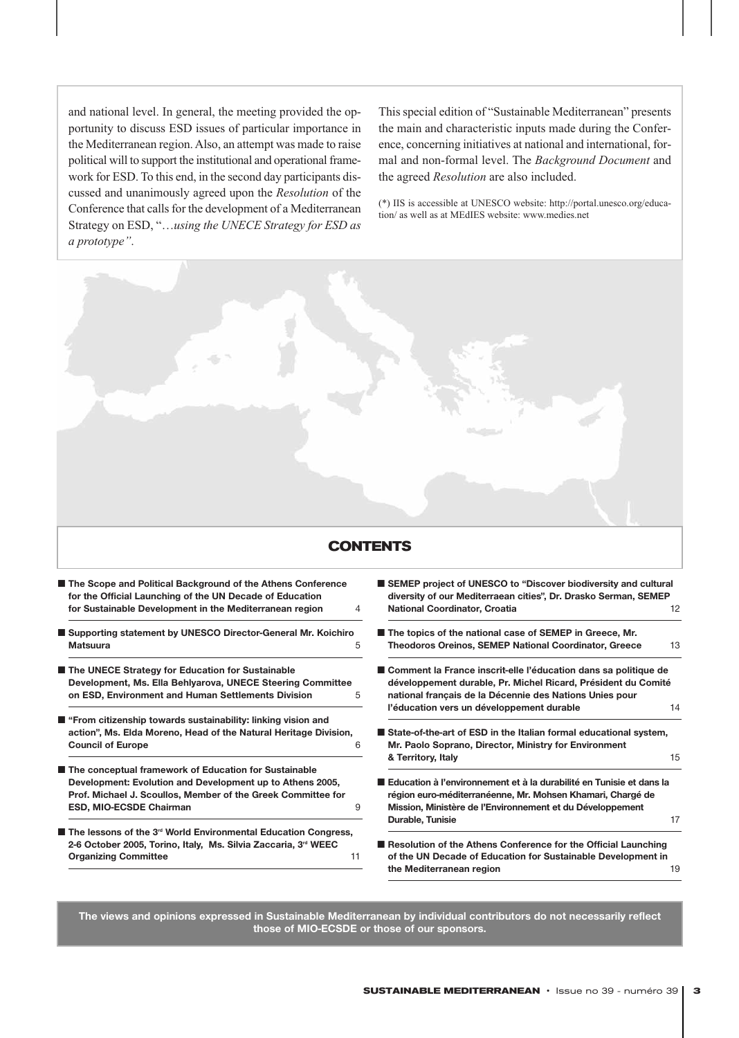and national level. In general, the meeting provided the opportunity to discuss ESD issues of particular importance in the Mediterranean region. Also, an attempt was made to raise political will to support the institutional and operational framework for ESD. To this end, in the second day participants discussed and unanimously agreed upon the *Resolution* of the Conference that calls for the development of a Mediterranean Strategy on ESD, "*…using the UNECE Strategy for ESD as a prototype"*.

This special edition of "Sustainable Mediterranean" presents the main and characteristic inputs made during the Conference, concerning initiatives at national and international, formal and non-formal level. The *Background Document* and the agreed *Resolution* are also included.

(*) IIS is accessible at UNESCO website: http://portal.unesco.org/education/ as well as at MEdIES website: www.medies.net

## CONTENTS

- **The Scope and Political Background of the Athens Conference for the Official Launching of the UN Decade of Education for Sustainable Development in the Mediterranean region** 4
- **Supporting statement by UNESCO Director-General Mr. Koichiro Matsuura** 5
- **The UNECE Strategy for Education for Sustainable Development, Ms. Ella Behlyarova, UNECE Steering Committee on ESD, Environment and Human Settlements Division** 5
- **"From citizenship towards sustainability: linking vision and action", Ms. Elda Moreno, Head of the Natural Heritage Division, Council of Europe** 6
- **The conceptual framework of Education for Sustainable Development: Evolution and Development up to Athens 2005, Prof. Michael J. Scoullos, Member of the Greek Committee for ESD, MIO-ECSDE Chairman** 9
- **The lessons of the 3rd World Environmental Education Congress, 2-6 October 2005, Torino, Italy, Ms. Silvia Zaccaria, 3rd WEEC Organizing Committee** 11
- **SEMEP project of UNESCO to "Discover biodiversity and cultural diversity of our Mediterraean cities", Dr. Drasko Serman, SEMEP National Coordinator, Croatia** 12
- **The topics of the national case of SEMEP in Greece, Mr. Theodoros Oreinos, SEMEP National Coordinator, Greece** 13
- **Comment la France inscrit-elle l'éducation dans sa politique de développement durable, Pr. Michel Ricard, Président du Comité national français de la Décennie des Nations Unies pour l'éducation vers un développement durable** 14
- **State-of-the-art of ESD in the Italian formal educational system, Mr. Paolo Soprano, Director, Ministry for Environment & Territory, Italy** 15
- **Education à l'environnement et à la durabilité en Tunisie et dans la région euro-méditerranéenne, Mr. Mohsen Khamari, Chargé de Mission, Ministère de l'Environnement et du Développement Durable, Tunisie** 17
- **Resolution of the Athens Conference for the Official Launching of the UN Decade of Education for Sustainable Development in the Mediterranean region** 19

**The views and opinions expressed in Sustainable Mediterranean by individual contributors do not necessarily reflect those of MIO-ECSDE or those of our sponsors.**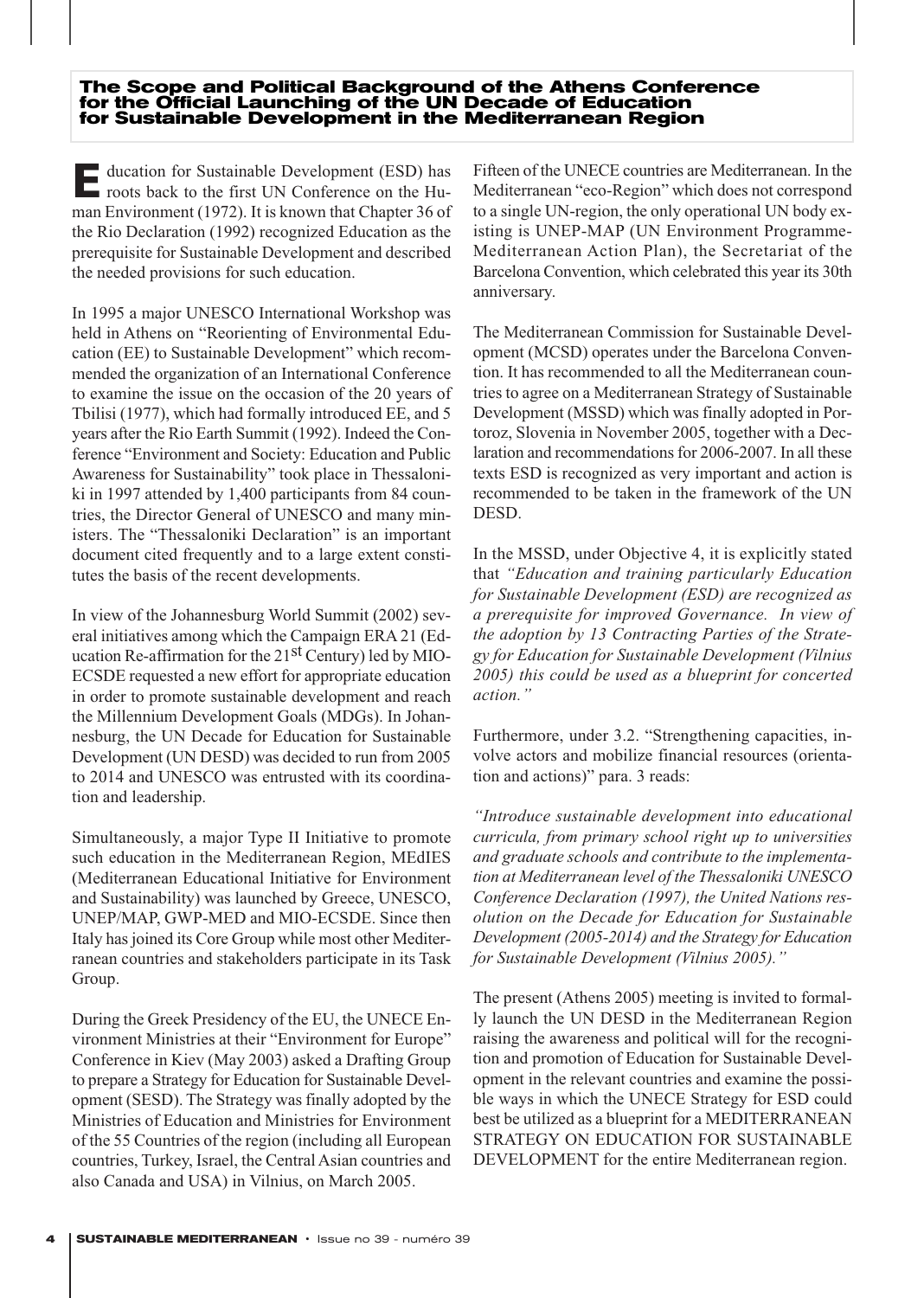## The Scope and Political Background of the Athens Conference for the Official Launching of the UN Decade of Education for Sustainable Development in the Mediterranean Region

Education for Sustainable Development (ESD) has roots back to the first UN Conference on the Human Environment (1972). It is known that Chapter 36 of the Rio Declaration (1992) recognized Education as the prerequisite for Sustainable Development and described the needed provisions for such education.

In 1995 a major UNESCO International Workshop was held in Athens on "Reorienting of Environmental Education (EE) to Sustainable Development" which recommended the organization of an International Conference to examine the issue on the occasion of the 20 years of Tbilisi (1977), which had formally introduced EE, and 5 years after the Rio Earth Summit (1992). Indeed the Conference "Environment and Society: Education and Public Awareness for Sustainability" took place in Thessaloniki in 1997 attended by 1,400 participants from 84 countries, the Director General of UNESCO and many ministers. The "Thessaloniki Declaration" is an important document cited frequently and to a large extent constitutes the basis of the recent developments.

In view of the Johannesburg World Summit (2002) several initiatives among which the Campaign ERA 21 (Education Re-affirmation for the 21st Century) led by MIO-ECSDE requested a new effort for appropriate education in order to promote sustainable development and reach the Millennium Development Goals (MDGs). In Johannesburg, the UN Decade for Education for Sustainable Development (UN DESD) was decided to run from 2005 to 2014 and UNESCO was entrusted with its coordination and leadership.

Simultaneously, a major Type II Initiative to promote such education in the Mediterranean Region, MEdIES (Mediterranean Educational Initiative for Environment and Sustainability) was launched by Greece, UNESCO, UNEP/MAP, GWP-MED and MIO-ECSDE. Since then Italy has joined its Core Group while most other Mediterranean countries and stakeholders participate in its Task Group.

During the Greek Presidency of the EU, the UNECE Environment Ministries at their "Environment for Europe" Conference in Kiev (May 2003) asked a Drafting Group to prepare a Strategy for Education for Sustainable Development (SESD). The Strategy was finally adopted by the Ministries of Education and Ministries for Environment of the 55 Countries of the region (including all European countries, Turkey, Israel, the Central Asian countries and also Canada and USA) in Vilnius, on March 2005.

Fifteen of the UNECE countries are Mediterranean. In the Mediterranean "eco-Region" which does not correspond to a single UN-region, the only operational UN body existing is UNEP-MAP (UN Environment Programme-Mediterranean Action Plan), the Secretariat of the Barcelona Convention, which celebrated this year its 30th anniversary.

The Mediterranean Commission for Sustainable Development (MCSD) operates under the Barcelona Convention. It has recommended to all the Mediterranean countries to agree on a Mediterranean Strategy of Sustainable Development (MSSD) which was finally adopted in Portoroz, Slovenia in November 2005, together with a Declaration and recommendations for 2006-2007. In all these texts ESD is recognized as very important and action is recommended to be taken in the framework of the UN DESD.

In the MSSD, under Objective 4, it is explicitly stated that *"Education and training particularly Education for Sustainable Development (ESD) are recognized as a prerequisite for improved Governance. In view of the adoption by 13 Contracting Parties of the Strategy for Education for Sustainable Development (Vilnius 2005) this could be used as a blueprint for concerted action."*

Furthermore, under 3.2. "Strengthening capacities, involve actors and mobilize financial resources (orientation and actions)" para. 3 reads:

*"Introduce sustainable development into educational curricula, from primary school right up to universities and graduate schools and contribute to the implementation at Mediterranean level of the Thessaloniki UNESCO Conference Declaration (1997), the United Nations resolution on the Decade for Education for Sustainable Development (2005-2014) and the Strategy for Education for Sustainable Development (Vilnius 2005)."*

The present (Athens 2005) meeting is invited to formally launch the UN DESD in the Mediterranean Region raising the awareness and political will for the recognition and promotion of Education for Sustainable Development in the relevant countries and examine the possible ways in which the UNECE Strategy for ESD could best be utilized as a blueprint for a MEDITERRANEAN STRATEGY ON EDUCATION FOR SUSTAINABLE DEVELOPMENT for the entire Mediterranean region.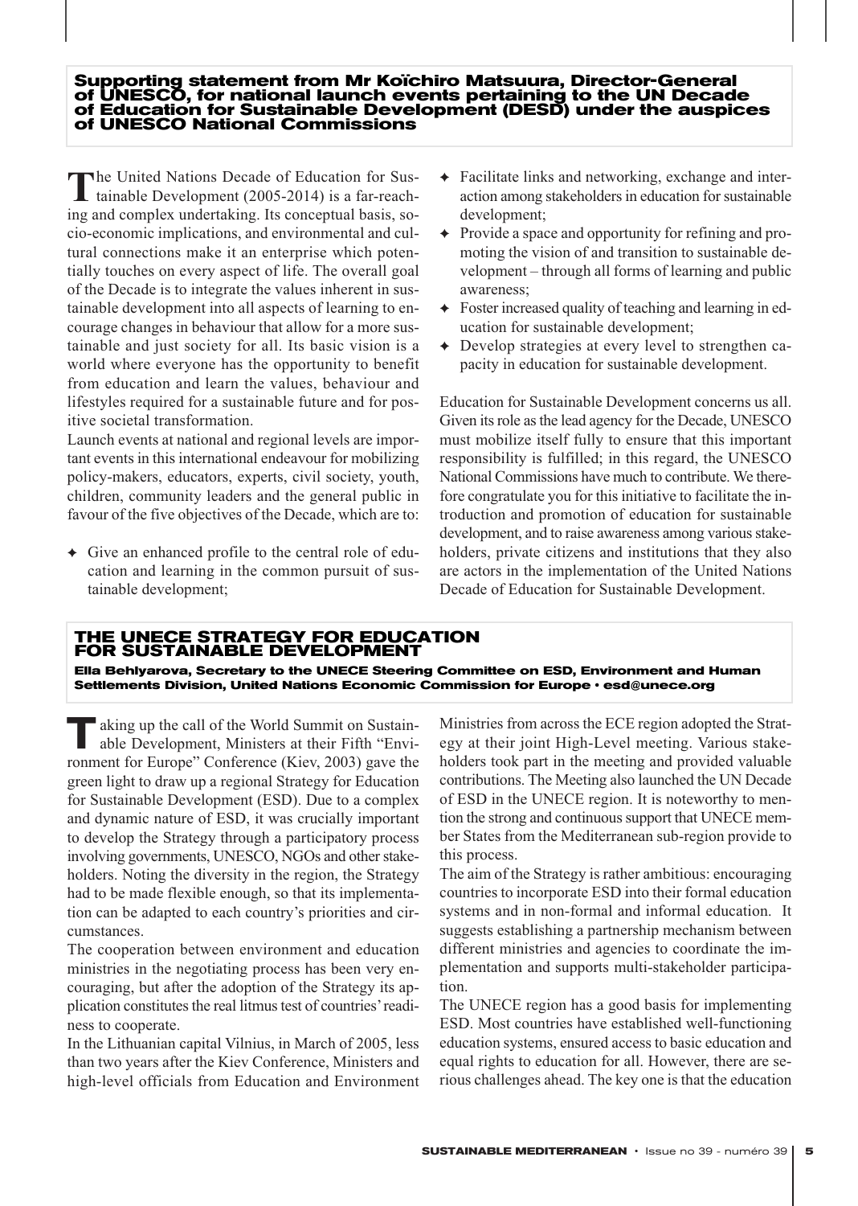## Supporting statement from Mr Koïchiro Matsuura, Director-General of UNESCO, for national launch events pertaining to the UN Decade of Education for Sustainable Development (DESD) under the auspices of UNESCO National Commissions

The United Nations Decade of Education for Sustainable Development (2005-2014) is a far-reaching and complex undertaking. Its conceptual basis, socio-economic implications, and environmental and cultural connections make it an enterprise which potentially touches on every aspect of life. The overall goal of the Decade is to integrate the values inherent in sustainable development into all aspects of learning to encourage changes in behaviour that allow for a more sustainable and just society for all. Its basic vision is a world where everyone has the opportunity to benefit from education and learn the values, behaviour and lifestyles required for a sustainable future and for positive societal transformation.

Launch events at national and regional levels are important events in this international endeavour for mobilizing policy-makers, educators, experts, civil society, youth, children, community leaders and the general public in favour of the five objectives of the Decade, which are to:

- Give an enhanced profile to the central role of education and learning in the common pursuit of sustainable development;
- Facilitate links and networking, exchange and interaction among stakeholders in education for sustainable development;
- Provide a space and opportunity for refining and promoting the vision of and transition to sustainable development – through all forms of learning and public awareness;
- Foster increased quality of teaching and learning in education for sustainable development;
- Develop strategies at every level to strengthen capacity in education for sustainable development.

Education for Sustainable Development concerns us all. Given its role as the lead agency for the Decade, UNESCO must mobilize itself fully to ensure that this important responsibility is fulfilled; in this regard, the UNESCO National Commissions have much to contribute. We therefore congratulate you for this initiative to facilitate the introduction and promotion of education for sustainable development, and to raise awareness among various stakeholders, private citizens and institutions that they also are actors in the implementation of the United Nations Decade of Education for Sustainable Development.

## THE UNECE STRATEGY FOR EDUCATION FOR SUSTAINABLE DEVELOPMENT

**Ella Behlyarova, Secretary to the UNECE Steering Committee on ESD, Environment and Human Settlements Division, United Nations Economic Commission for Europe • esd@unece.org**

Taking up the call of the World Summit on Sustainable Development, Ministers at their Fifth "Environment for Europe" Conference (Kiev, 2003) gave the green light to draw up a regional Strategy for Education for Sustainable Development (ESD). Due to a complex and dynamic nature of ESD, it was crucially important to develop the Strategy through a participatory process involving governments, UNESCO, NGOs and other stakeholders. Noting the diversity in the region, the Strategy had to be made flexible enough, so that its implementation can be adapted to each country's priorities and circumstances.

The cooperation between environment and education ministries in the negotiating process has been very encouraging, but after the adoption of the Strategy its application constitutes the real litmus test of countries' readiness to cooperate.

In the Lithuanian capital Vilnius, in March of 2005, less than two years after the Kiev Conference, Ministers and high-level officials from Education and Environment Ministries from across the ECE region adopted the Strategy at their joint High-Level meeting. Various stakeholders took part in the meeting and provided valuable contributions. The Meeting also launched the UN Decade of ESD in the UNECE region. It is noteworthy to mention the strong and continuous support that UNECE member States from the Mediterranean sub-region provide to this process.

The aim of the Strategy is rather ambitious: encouraging countries to incorporate ESD into their formal education systems and in non-formal and informal education. It suggests establishing a partnership mechanism between different ministries and agencies to coordinate the implementation and supports multi-stakeholder participation.

The UNECE region has a good basis for implementing ESD. Most countries have established well-functioning education systems, ensured access to basic education and equal rights to education for all. However, there are serious challenges ahead. The key one is that the education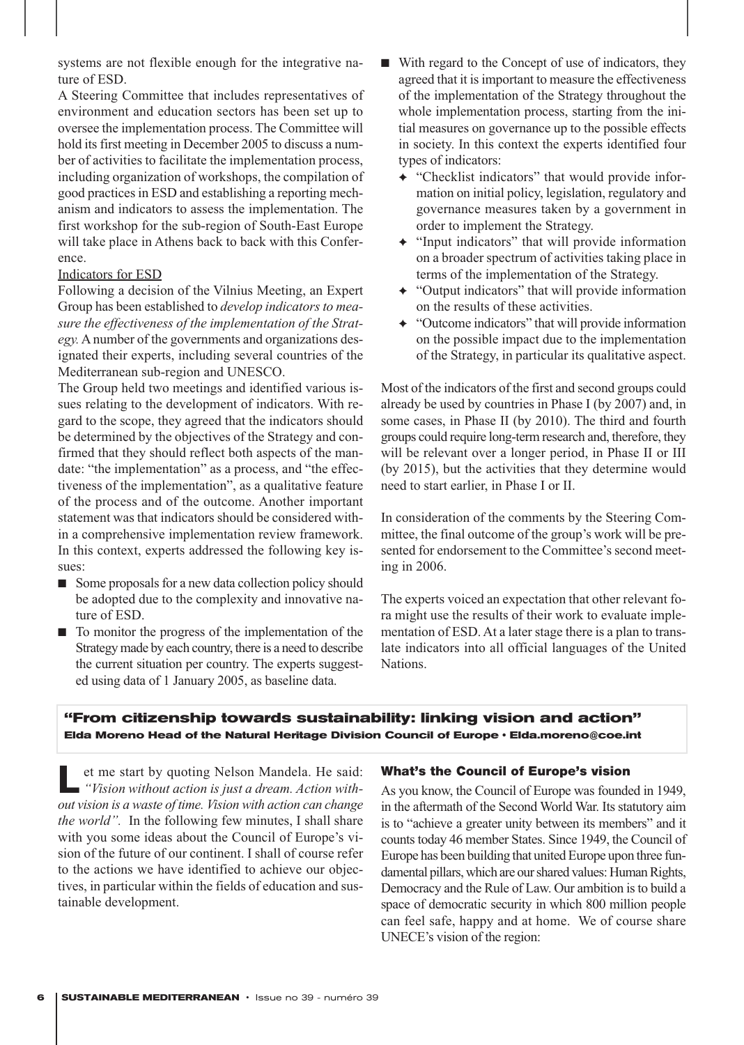systems are not flexible enough for the integrative nature of ESD.

A Steering Committee that includes representatives of environment and education sectors has been set up to oversee the implementation process. The Committee will hold its first meeting in December 2005 to discuss a number of activities to facilitate the implementation process, including organization of workshops, the compilation of good practices in ESD and establishing a reporting mechanism and indicators to assess the implementation. The first workshop for the sub-region of South-East Europe will take place in Athens back to back with this Conference.

Indicators for ESD

Following a decision of the Vilnius Meeting, an Expert Group has been established to *develop indicators to measure the effectiveness of the implementation of the Strategy.* A number of the governments and organizations designated their experts, including several countries of the Mediterranean sub-region and UNESCO.

The Group held two meetings and identified various issues relating to the development of indicators. With regard to the scope, they agreed that the indicators should be determined by the objectives of the Strategy and confirmed that they should reflect both aspects of the mandate: "the implementation" as a process, and "the effectiveness of the implementation", as a qualitative feature of the process and of the outcome. Another important statement was that indicators should be considered within a comprehensive implementation review framework. In this context, experts addressed the following key issues:

- Some proposals for a new data collection policy should be adopted due to the complexity and innovative nature of ESD.
- To monitor the progress of the implementation of the Strategy made by each country, there is a need to describe the current situation per country. The experts suggested using data of 1 January 2005, as baseline data.
- With regard to the Concept of use of indicators, they agreed that it is important to measure the effectiveness of the implementation of the Strategy throughout the whole implementation process, starting from the initial measures on governance up to the possible effects in society. In this context the experts identified four types of indicators:
  - "Checklist indicators" that would provide information on initial policy, legislation, regulatory and governance measures taken by a government in order to implement the Strategy.
  - "Input indicators" that will provide information on a broader spectrum of activities taking place in terms of the implementation of the Strategy.
  - "Output indicators" that will provide information on the results of these activities.
  - "Outcome indicators" that will provide information on the possible impact due to the implementation of the Strategy, in particular its qualitative aspect.

Most of the indicators of the first and second groups could already be used by countries in Phase I (by 2007) and, in some cases, in Phase II (by 2010). The third and fourth groups could require long-term research and, therefore, they will be relevant over a longer period, in Phase II or III (by 2015), but the activities that they determine would need to start earlier, in Phase I or II.

In consideration of the comments by the Steering Committee, the final outcome of the group's work will be presented for endorsement to the Committee's second meeting in 2006.

The experts voiced an expectation that other relevant fora might use the results of their work to evaluate implementation of ESD. At a later stage there is a plan to translate indicators into all official languages of the United Nations.

## "From citizenship towards sustainability: linking vision and action"

**Elda Moreno Head of the Natural Heritage Division Council of Europe • Elda.moreno@coe.int**

Let me start by quoting Nelson Mandela. He said: *"Vision without action is just a dream. Action without vision is a waste of time. Vision with action can change the world".* In the following few minutes, I shall share with you some ideas about the Council of Europe's vision of the future of our continent. I shall of course refer to the actions we have identified to achieve our objectives, in particular within the fields of education and sustainable development.

### What's the Council of Europe's vision

As you know, the Council of Europe was founded in 1949, in the aftermath of the Second World War. Its statutory aim is to "achieve a greater unity between its members" and it counts today 46 member States. Since 1949, the Council of Europe has been building that united Europe upon three fundamental pillars, which are our shared values: Human Rights, Democracy and the Rule of Law. Our ambition is to build a space of democratic security in which 800 million people can feel safe, happy and at home. We of course share UNECE's vision of the region: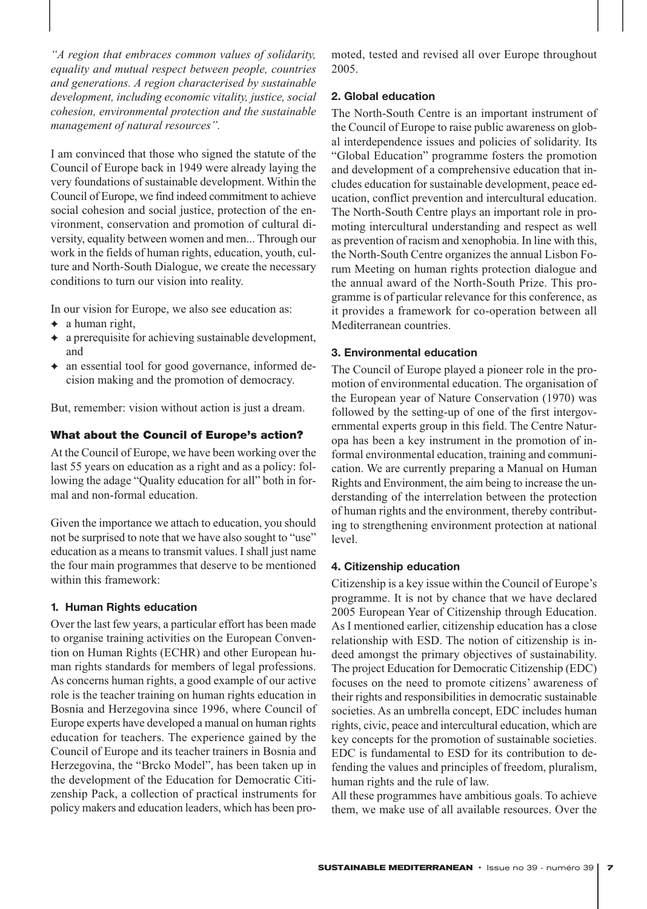*"A region that embraces common values of solidarity, equality and mutual respect between people, countries and generations. A region characterised by sustainable development, including economic vitality, justice, social cohesion, environmental protection and the sustainable management of natural resources".*

I am convinced that those who signed the statute of the Council of Europe back in 1949 were already laying the very foundations of sustainable development. Within the Council of Europe, we find indeed commitment to achieve social cohesion and social justice, protection of the environment, conservation and promotion of cultural diversity, equality between women and men... Through our work in the fields of human rights, education, youth, culture and North-South Dialogue, we create the necessary conditions to turn our vision into reality.

In our vision for Europe, we also see education as:

- a human right,
- a prerequisite for achieving sustainable development, and
- an essential tool for good governance, informed decision making and the promotion of democracy.

But, remember: vision without action is just a dream.

## What about the Council of Europe's action?

At the Council of Europe, we have been working over the last 55 years on education as a right and as a policy: following the adage "Quality education for all" both in formal and non-formal education.

Given the importance we attach to education, you should not be surprised to note that we have also sought to "use" education as a means to transmit values. I shall just name the four main programmes that deserve to be mentioned within this framework:

### 1. Human Rights education

Over the last few years, a particular effort has been made to organise training activities on the European Convention on Human Rights (ECHR) and other European human rights standards for members of legal professions. As concerns human rights, a good example of our active role is the teacher training on human rights education in Bosnia and Herzegovina since 1996, where Council of Europe experts have developed a manual on human rights education for teachers. The experience gained by the Council of Europe and its teacher trainers in Bosnia and Herzegovina, the "Brcko Model", has been taken up in the development of the Education for Democratic Citizenship Pack, a collection of practical instruments for policy makers and education leaders, which has been promoted, tested and revised all over Europe throughout 2005.

### 2. Global education

The North-South Centre is an important instrument of the Council of Europe to raise public awareness on global interdependence issues and policies of solidarity. Its "Global Education" programme fosters the promotion and development of a comprehensive education that includes education for sustainable development, peace education, conflict prevention and intercultural education. The North-South Centre plays an important role in promoting intercultural understanding and respect as well as prevention of racism and xenophobia. In line with this, the North-South Centre organizes the annual Lisbon Forum Meeting on human rights protection dialogue and the annual award of the North-South Prize. This programme is of particular relevance for this conference, as it provides a framework for co-operation between all Mediterranean countries.

### 3. Environmental education

The Council of Europe played a pioneer role in the promotion of environmental education. The organisation of the European year of Nature Conservation (1970) was followed by the setting-up of one of the first intergovernmental experts group in this field. The Centre Naturopa has been a key instrument in the promotion of informal environmental education, training and communication. We are currently preparing a Manual on Human Rights and Environment, the aim being to increase the understanding of the interrelation between the protection of human rights and the environment, thereby contributing to strengthening environment protection at national level.

### 4. Citizenship education

Citizenship is a key issue within the Council of Europe's programme. It is not by chance that we have declared 2005 European Year of Citizenship through Education. As I mentioned earlier, citizenship education has a close relationship with ESD. The notion of citizenship is indeed amongst the primary objectives of sustainability. The project Education for Democratic Citizenship (EDC) focuses on the need to promote citizens' awareness of their rights and responsibilities in democratic sustainable societies. As an umbrella concept, EDC includes human rights, civic, peace and intercultural education, which are key concepts for the promotion of sustainable societies. EDC is fundamental to ESD for its contribution to defending the values and principles of freedom, pluralism, human rights and the rule of law.

All these programmes have ambitious goals. To achieve them, we make use of all available resources. Over the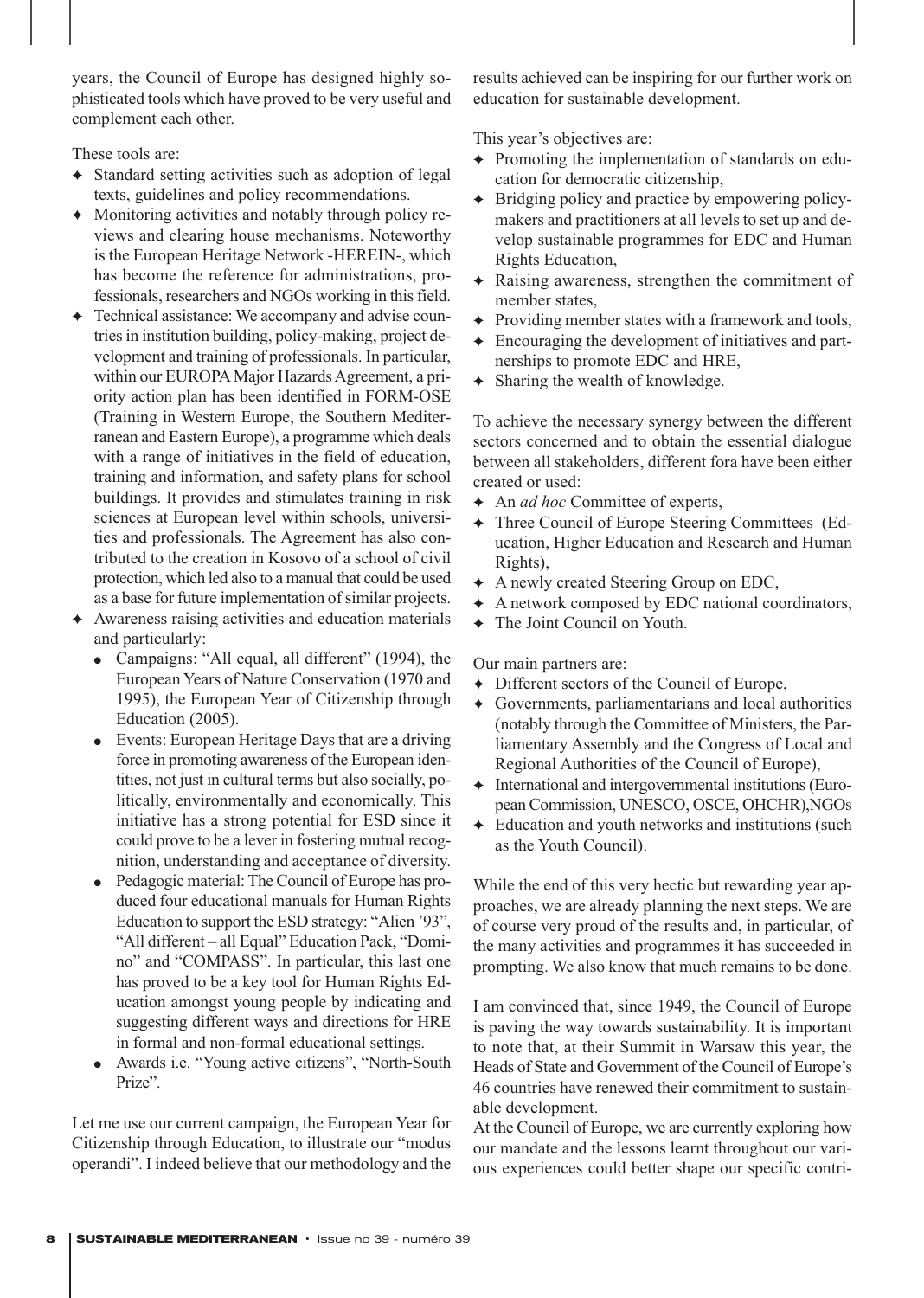years, the Council of Europe has designed highly sophisticated tools which have proved to be very useful and complement each other.

These tools are:

- Standard setting activities such as adoption of legal texts, guidelines and policy recommendations.
- Monitoring activities and notably through policy reviews and clearing house mechanisms. Noteworthy is the European Heritage Network -HEREIN-, which has become the reference for administrations, professionals, researchers and NGOs working in this field.
- Technical assistance: We accompany and advise countries in institution building, policy-making, project development and training of professionals. In particular, within our EUROPA Major Hazards Agreement, a priority action plan has been identified in FORM-OSE (Training in Western Europe, the Southern Mediterranean and Eastern Europe), a programme which deals with a range of initiatives in the field of education, training and information, and safety plans for school buildings. It provides and stimulates training in risk sciences at European level within schools, universities and professionals. The Agreement has also contributed to the creation in Kosovo of a school of civil protection, which led also to a manual that could be used as a base for future implementation of similar projects.
- Awareness raising activities and education materials and particularly:
  - Campaigns: "All equal, all different" (1994), the European Years of Nature Conservation (1970 and 1995), the European Year of Citizenship through Education (2005).
  - Events: European Heritage Days that are a driving force in promoting awareness of the European identities, not just in cultural terms but also socially, politically, environmentally and economically. This initiative has a strong potential for ESD since it could prove to be a lever in fostering mutual recognition, understanding and acceptance of diversity.
  - Pedagogic material: The Council of Europe has produced four educational manuals for Human Rights Education to support the ESD strategy: "Alien '93", "All different – all Equal" Education Pack, "Domino" and "COMPASS". In particular, this last one has proved to be a key tool for Human Rights Education amongst young people by indicating and suggesting different ways and directions for HRE in formal and non-formal educational settings.
  - Awards i.e. "Young active citizens", "North-South Prize".

Let me use our current campaign, the European Year for Citizenship through Education, to illustrate our "modus operandi". I indeed believe that our methodology and the results achieved can be inspiring for our further work on education for sustainable development.

This year's objectives are:

- Promoting the implementation of standards on education for democratic citizenship,
- Bridging policy and practice by empowering policymakers and practitioners at all levels to set up and develop sustainable programmes for EDC and Human Rights Education,
- Raising awareness, strengthen the commitment of member states,
- Providing member states with a framework and tools,
- Encouraging the development of initiatives and partnerships to promote EDC and HRE,
- Sharing the wealth of knowledge.

To achieve the necessary synergy between the different sectors concerned and to obtain the essential dialogue between all stakeholders, different fora have been either created or used:

- An *ad hoc* Committee of experts,
- Three Council of Europe Steering Committees (Education, Higher Education and Research and Human Rights),
- A newly created Steering Group on EDC,
- A network composed by EDC national coordinators,
- The Joint Council on Youth.

Our main partners are:

- Different sectors of the Council of Europe,
- Governments, parliamentarians and local authorities (notably through the Committee of Ministers, the Parliamentary Assembly and the Congress of Local and Regional Authorities of the Council of Europe),
- International and intergovernmental institutions (European Commission, UNESCO, OSCE, OHCHR),NGOs
- Education and youth networks and institutions (such as the Youth Council).

While the end of this very hectic but rewarding year approaches, we are already planning the next steps. We are of course very proud of the results and, in particular, of the many activities and programmes it has succeeded in prompting. We also know that much remains to be done.

I am convinced that, since 1949, the Council of Europe is paving the way towards sustainability. It is important to note that, at their Summit in Warsaw this year, the Heads of State and Government of the Council of Europe's 46 countries have renewed their commitment to sustainable development.

At the Council of Europe, we are currently exploring how our mandate and the lessons learnt throughout our various experiences could better shape our specific contri-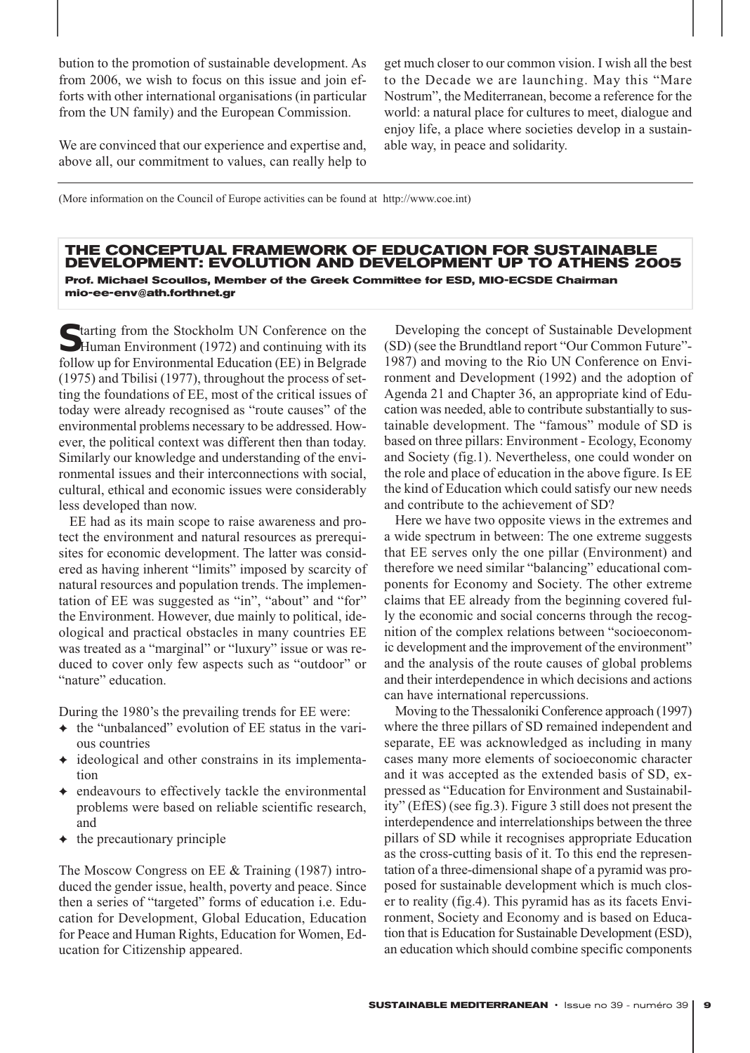bution to the promotion of sustainable development. As from 2006, we wish to focus on this issue and join efforts with other international organisations (in particular from the UN family) and the European Commission.

We are convinced that our experience and expertise and, above all, our commitment to values, can really help to get much closer to our common vision. I wish all the best to the Decade we are launching. May this "Mare Nostrum", the Mediterranean, become a reference for the world: a natural place for cultures to meet, dialogue and enjoy life, a place where societies develop in a sustainable way, in peace and solidarity.

(More information on the Council of Europe activities can be found at http://www.coe.int)

## THE CONCEPTUAL FRAMEWORK OF EDUCATION FOR SUSTAINABLE DEVELOPMENT: EVOLUTION AND DEVELOPMENT UP TO ATHENS 2005

**Prof. Michael Scoullos, Member of the Greek Committee for ESD, MIO-ECSDE Chairman**
**mio-ee-env@ath.forthnet.gr**

Starting from the Stockholm UN Conference on the Human Environment (1972) and continuing with its follow up for Environmental Education (EE) in Belgrade (1975) and Tbilisi (1977), throughout the process of setting the foundations of EE, most of the critical issues of today were already recognised as "route causes" of the environmental problems necessary to be addressed. However, the political context was different then than today. Similarly our knowledge and understanding of the environmental issues and their interconnections with social, cultural, ethical and economic issues were considerably less developed than now.

EE had as its main scope to raise awareness and protect the environment and natural resources as prerequisites for economic development. The latter was considered as having inherent "limits" imposed by scarcity of natural resources and population trends. The implementation of EE was suggested as "in", "about" and "for" the Environment. However, due mainly to political, ideological and practical obstacles in many countries EE was treated as a "marginal" or "luxury" issue or was reduced to cover only few aspects such as "outdoor" or "nature" education.

During the 1980's the prevailing trends for EE were:

- the "unbalanced" evolution of EE status in the various countries
- ideological and other constrains in its implementation
- endeavours to effectively tackle the environmental problems were based on reliable scientific research, and
- the precautionary principle

The Moscow Congress on EE & Training (1987) introduced the gender issue, health, poverty and peace. Since then a series of "targeted" forms of education i.e. Education for Development, Global Education, Education for Peace and Human Rights, Education for Women, Education for Citizenship appeared.

Developing the concept of Sustainable Development (SD) (see the Brundtland report "Our Common Future"-1987) and moving to the Rio UN Conference on Environment and Development (1992) and the adoption of Agenda 21 and Chapter 36, an appropriate kind of Education was needed, able to contribute substantially to sustainable development. The "famous" module of SD is based on three pillars: Environment - Ecology, Economy and Society (fig.1). Nevertheless, one could wonder on the role and place of education in the above figure. Is EE the kind of Education which could satisfy our new needs and contribute to the achievement of SD?

Here we have two opposite views in the extremes and a wide spectrum in between: The one extreme suggests that EE serves only the one pillar (Environment) and therefore we need similar "balancing" educational components for Economy and Society. The other extreme claims that EE already from the beginning covered fully the economic and social concerns through the recognition of the complex relations between "socioeconomic development and the improvement of the environment" and the analysis of the route causes of global problems and their interdependence in which decisions and actions can have international repercussions.

Moving to the Thessaloniki Conference approach (1997) where the three pillars of SD remained independent and separate, EE was acknowledged as including in many cases many more elements of socioeconomic character and it was accepted as the extended basis of SD, expressed as "Education for Environment and Sustainability" (EfES) (see fig.3). Figure 3 still does not present the interdependence and interrelationships between the three pillars of SD while it recognises appropriate Education as the cross-cutting basis of it. To this end the representation of a three-dimensional shape of a pyramid was proposed for sustainable development which is much closer to reality (fig.4). This pyramid has as its facets Environment, Society and Economy and is based on Education that is Education for Sustainable Development (ESD), an education which should combine specific components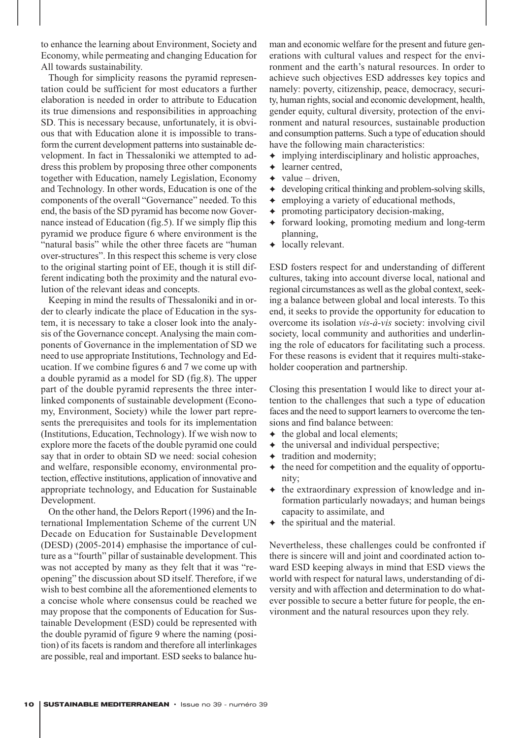to enhance the learning about Environment, Society and Economy, while permeating and changing Education for All towards sustainability.

Though for simplicity reasons the pyramid representation could be sufficient for most educators a further elaboration is needed in order to attribute to Education its true dimensions and responsibilities in approaching SD. This is necessary because, unfortunately, it is obvious that with Education alone it is impossible to transform the current development patterns into sustainable development. In fact in Thessaloniki we attempted to address this problem by proposing three other components together with Education, namely Legislation, Economy and Technology. In other words, Education is one of the components of the overall "Governance" needed. To this end, the basis of the SD pyramid has become now Governance instead of Education (fig.5). If we simply flip this pyramid we produce figure 6 where environment is the "natural basis" while the other three facets are "human over-structures". In this respect this scheme is very close to the original starting point of EE, though it is still different indicating both the proximity and the natural evolution of the relevant ideas and concepts.

Keeping in mind the results of Thessaloniki and in order to clearly indicate the place of Education in the system, it is necessary to take a closer look into the analysis of the Governance concept. Analysing the main components of Governance in the implementation of SD we need to use appropriate Institutions, Technology and Education. If we combine figures 6 and 7 we come up with a double pyramid as a model for SD (fig.8). The upper part of the double pyramid represents the three interlinked components of sustainable development (Economy, Environment, Society) while the lower part represents the prerequisites and tools for its implementation (Institutions, Education, Technology). If we wish now to explore more the facets of the double pyramid one could say that in order to obtain SD we need: social cohesion and welfare, responsible economy, environmental protection, effective institutions, application of innovative and appropriate technology, and Education for Sustainable Development.

On the other hand, the Delors Report (1996) and the International Implementation Scheme of the current UN Decade on Education for Sustainable Development (DESD) (2005-2014) emphasise the importance of culture as a "fourth" pillar of sustainable development. This was not accepted by many as they felt that it was "reopening" the discussion about SD itself. Therefore, if we wish to best combine all the aforementioned elements to a concise whole where consensus could be reached we may propose that the components of Education for Sustainable Development (ESD) could be represented with the double pyramid of figure 9 where the naming (position) of its facets is random and therefore all interlinkages are possible, real and important. ESD seeks to balance human and economic welfare for the present and future generations with cultural values and respect for the environment and the earth's natural resources. In order to achieve such objectives ESD addresses key topics and namely: poverty, citizenship, peace, democracy, security, human rights, social and economic development, health, gender equity, cultural diversity, protection of the environment and natural resources, sustainable production and consumption patterns. Such a type of education should have the following main characteristics:

- implying interdisciplinary and holistic approaches,
- learner centred,
- value – driven,
- developing critical thinking and problem-solving skills,
- employing a variety of educational methods,
- promoting participatory decision-making,
- forward looking, promoting medium and long-term planning,
- locally relevant.

ESD fosters respect for and understanding of different cultures, taking into account diverse local, national and regional circumstances as well as the global context, seeking a balance between global and local interests. To this end, it seeks to provide the opportunity for education to overcome its isolation *vis-à-vis* society: involving civil society, local community and authorities and underlining the role of educators for facilitating such a process. For these reasons is evident that it requires multi-stakeholder cooperation and partnership.

Closing this presentation I would like to direct your attention to the challenges that such a type of education faces and the need to support learners to overcome the tensions and find balance between:

- the global and local elements;
- the universal and individual perspective;
- tradition and modernity;
- the need for competition and the equality of opportunity;
- the extraordinary expression of knowledge and information particularly nowadays; and human beings capacity to assimilate, and
- the spiritual and the material.

Nevertheless, these challenges could be confronted if there is sincere will and joint and coordinated action toward ESD keeping always in mind that ESD views the world with respect for natural laws, understanding of diversity and with affection and determination to do whatever possible to secure a better future for people, the environment and the natural resources upon they rely.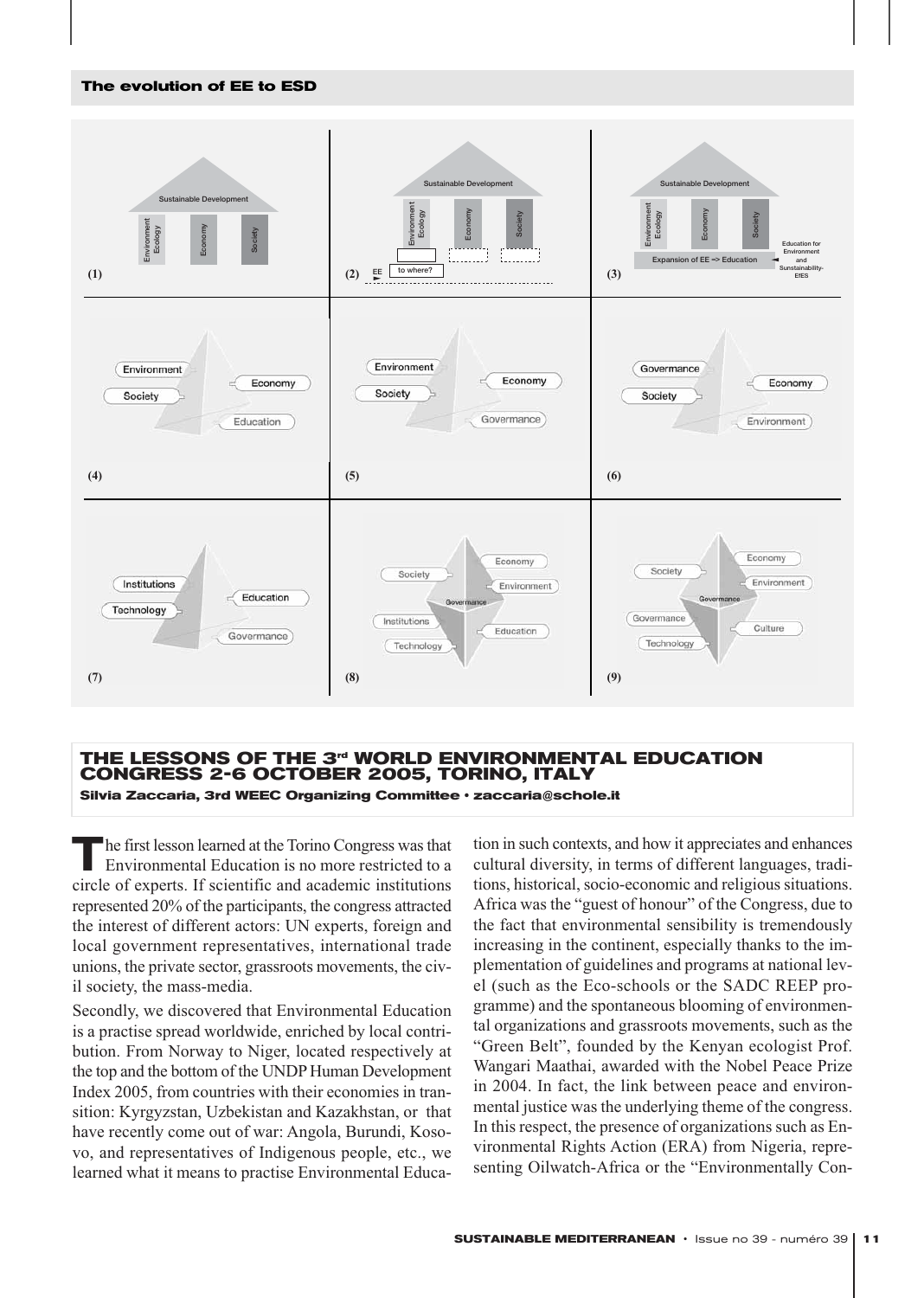## The evolution of EE to ESD

(1) Sustainable Development — Environment Ecology · Economy · Society

(2) Sustainable Development — Environment Ecology · Economy · Society — EE → to where?

(3) Sustainable Development — Environment Ecology · Economy · Society — Expansion of EE => Education ◄ Education for Environment and Sunstainability-EfES

(4) Environment · Society · Economy · Education

(5) Environment · Society · Economy · Governance

(6) Governance · Society · Economy · Environment

(7) Institutions · Technology · Education · Governance

(8) Society · Institutions · Technology · Economy · Environment · Education · Governance

(9) Society · Governance · Technology · Economy · Environment · Culture · Governance

## THE LESSONS OF THE 3rd WORLD ENVIRONMENTAL EDUCATION CONGRESS 2-6 OCTOBER 2005, TORINO, ITALY

**Silvia Zaccaria, 3rd WEEC Organizing Committee • zaccaria@schole.it**

The first lesson learned at the Torino Congress was that Environmental Education is no more restricted to a circle of experts. If scientific and academic institutions represented 20% of the participants, the congress attracted the interest of different actors: UN experts, foreign and local government representatives, international trade unions, the private sector, grassroots movements, the civil society, the mass-media.

Secondly, we discovered that Environmental Education is a practise spread worldwide, enriched by local contribution. From Norway to Niger, located respectively at the top and the bottom of the UNDP Human Development Index 2005, from countries with their economies in transition: Kyrgyzstan, Uzbekistan and Kazakhstan, or that have recently come out of war: Angola, Burundi, Kosovo, and representatives of Indigenous people, etc., we learned what it means to practise Environmental Education in such contexts, and how it appreciates and enhances cultural diversity, in terms of different languages, traditions, historical, socio-economic and religious situations. Africa was the "guest of honour" of the Congress, due to the fact that environmental sensibility is tremendously increasing in the continent, especially thanks to the implementation of guidelines and programs at national level (such as the Eco-schools or the SADC REEP programme) and the spontaneous blooming of environmental organizations and grassroots movements, such as the "Green Belt", founded by the Kenyan ecologist Prof. Wangari Maathai, awarded with the Nobel Peace Prize in 2004. In fact, the link between peace and environmental justice was the underlying theme of the congress. In this respect, the presence of organizations such as Environmental Rights Action (ERA) from Nigeria, representing Oilwatch-Africa or the "Environmentally Con-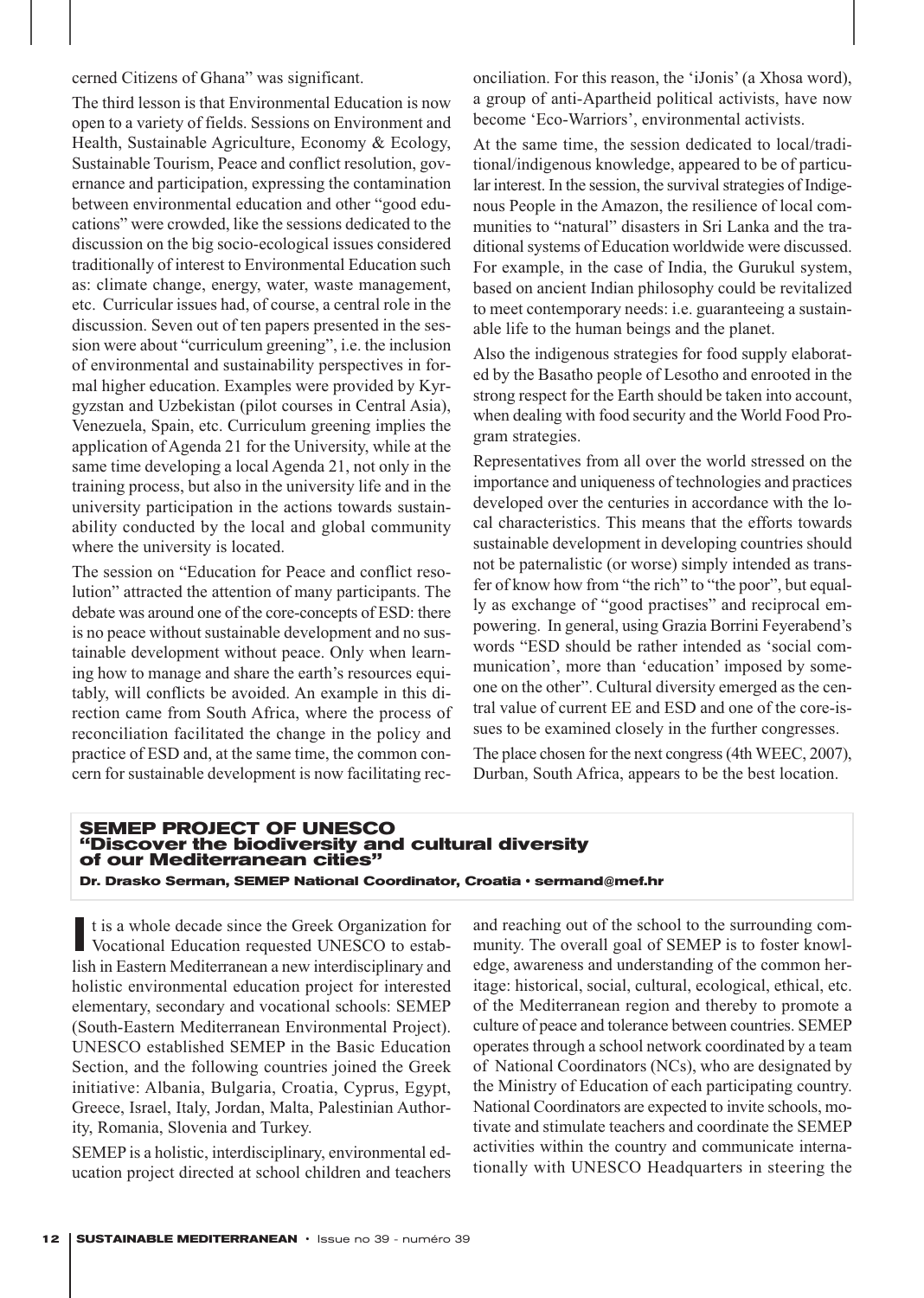cerned Citizens of Ghana" was significant.

The third lesson is that Environmental Education is now open to a variety of fields. Sessions on Environment and Health, Sustainable Agriculture, Economy & Ecology, Sustainable Tourism, Peace and conflict resolution, governance and participation, expressing the contamination between environmental education and other "good educations" were crowded, like the sessions dedicated to the discussion on the big socio-ecological issues considered traditionally of interest to Environmental Education such as: climate change, energy, water, waste management, etc. Curricular issues had, of course, a central role in the discussion. Seven out of ten papers presented in the session were about "curriculum greening", i.e. the inclusion of environmental and sustainability perspectives in formal higher education. Examples were provided by Kyrgyzstan and Uzbekistan (pilot courses in Central Asia), Venezuela, Spain, etc. Curriculum greening implies the application of Agenda 21 for the University, while at the same time developing a local Agenda 21, not only in the training process, but also in the university life and in the university participation in the actions towards sustainability conducted by the local and global community where the university is located.

The session on "Education for Peace and conflict resolution" attracted the attention of many participants. The debate was around one of the core-concepts of ESD: there is no peace without sustainable development and no sustainable development without peace. Only when learning how to manage and share the earth's resources equitably, will conflicts be avoided. An example in this direction came from South Africa, where the process of reconciliation facilitated the change in the policy and practice of ESD and, at the same time, the common concern for sustainable development is now facilitating reconciliation. For this reason, the 'iJonis' (a Xhosa word), a group of anti-Apartheid political activists, have now become 'Eco-Warriors', environmental activists.

At the same time, the session dedicated to local/traditional/indigenous knowledge, appeared to be of particular interest. In the session, the survival strategies of Indigenous People in the Amazon, the resilience of local communities to "natural" disasters in Sri Lanka and the traditional systems of Education worldwide were discussed. For example, in the case of India, the Gurukul system, based on ancient Indian philosophy could be revitalized to meet contemporary needs: i.e. guaranteeing a sustainable life to the human beings and the planet.

Also the indigenous strategies for food supply elaborated by the Basatho people of Lesotho and enrooted in the strong respect for the Earth should be taken into account, when dealing with food security and the World Food Program strategies.

Representatives from all over the world stressed on the importance and uniqueness of technologies and practices developed over the centuries in accordance with the local characteristics. This means that the efforts towards sustainable development in developing countries should not be paternalistic (or worse) simply intended as transfer of know how from "the rich" to "the poor", but equally as exchange of "good practises" and reciprocal empowering. In general, using Grazia Borrini Feyerabend's words "ESD should be rather intended as 'social communication', more than 'education' imposed by someone on the other". Cultural diversity emerged as the central value of current EE and ESD and one of the core-issues to be examined closely in the further congresses.

The place chosen for the next congress (4th WEEC, 2007), Durban, South Africa, appears to be the best location.

## SEMEP PROJECT OF UNESCO "Discover the biodiversity and cultural diversity of our Mediterranean cities"

**Dr. Drasko Serman, SEMEP National Coordinator, Croatia • sermand@mef.hr**

It is a whole decade since the Greek Organization for Vocational Education requested UNESCO to establish in Eastern Mediterranean a new interdisciplinary and holistic environmental education project for interested elementary, secondary and vocational schools: SEMEP (South-Eastern Mediterranean Environmental Project). UNESCO established SEMEP in the Basic Education Section, and the following countries joined the Greek initiative: Albania, Bulgaria, Croatia, Cyprus, Egypt, Greece, Israel, Italy, Jordan, Malta, Palestinian Authority, Romania, Slovenia and Turkey.

SEMEP is a holistic, interdisciplinary, environmental education project directed at school children and teachers and reaching out of the school to the surrounding community. The overall goal of SEMEP is to foster knowledge, awareness and understanding of the common heritage: historical, social, cultural, ecological, ethical, etc. of the Mediterranean region and thereby to promote a culture of peace and tolerance between countries. SEMEP operates through a school network coordinated by a team of National Coordinators (NCs), who are designated by the Ministry of Education of each participating country. National Coordinators are expected to invite schools, motivate and stimulate teachers and coordinate the SEMEP activities within the country and communicate internationally with UNESCO Headquarters in steering the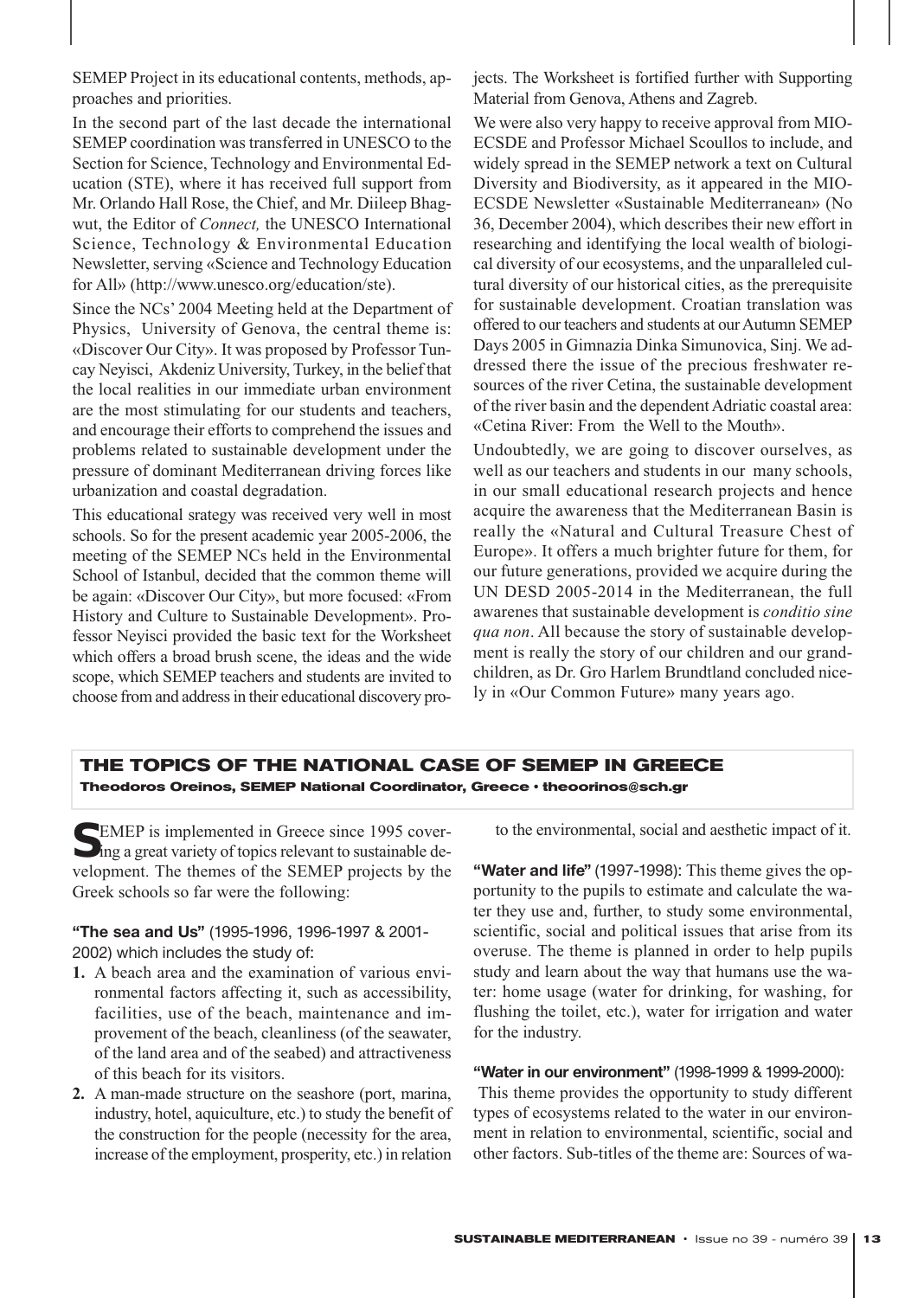SEMEP Project in its educational contents, methods, approaches and priorities.

In the second part of the last decade the international SEMEP coordination was transferred in UNESCO to the Section for Science, Technology and Environmental Education (STE), where it has received full support from Mr. Orlando Hall Rose, the Chief, and Mr. Diileep Bhagwut, the Editor of *Connect,* the UNESCO International Science, Technology & Environmental Education Newsletter, serving «Science and Technology Education for All» (http://www.unesco.org/education/ste).

Since the NCs' 2004 Meeting held at the Department of Physics, University of Genova, the central theme is: «Discover Our City». It was proposed by Professor Tuncay Neyisci, Akdeniz University, Turkey, in the belief that the local realities in our immediate urban environment are the most stimulating for our students and teachers, and encourage their efforts to comprehend the issues and problems related to sustainable development under the pressure of dominant Mediterranean driving forces like urbanization and coastal degradation.

This educational srategy was received very well in most schools. So for the present academic year 2005-2006, the meeting of the SEMEP NCs held in the Environmental School of Istanbul, decided that the common theme will be again: «Discover Our City», but more focused: «From History and Culture to Sustainable Development». Professor Neyisci provided the basic text for the Worksheet which offers a broad brush scene, the ideas and the wide scope, which SEMEP teachers and students are invited to choose from and address in their educational discovery projects. The Worksheet is fortified further with Supporting Material from Genova, Athens and Zagreb.

We were also very happy to receive approval from MIO-ECSDE and Professor Michael Scoullos to include, and widely spread in the SEMEP network a text on Cultural Diversity and Biodiversity, as it appeared in the MIO-ECSDE Newsletter «Sustainable Mediterranean» (No 36, December 2004), which describes their new effort in researching and identifying the local wealth of biological diversity of our ecosystems, and the unparalleled cultural diversity of our historical cities, as the prerequisite for sustainable development. Croatian translation was offered to our teachers and students at our Autumn SEMEP Days 2005 in Gimnazia Dinka Simunovica, Sinj. We addressed there the issue of the precious freshwater resources of the river Cetina, the sustainable development of the river basin and the dependent Adriatic coastal area: «Cetina River: From the Well to the Mouth».

Undoubtedly, we are going to discover ourselves, as well as our teachers and students in our many schools, in our small educational research projects and hence acquire the awareness that the Mediterranean Basin is really the «Natural and Cultural Treasure Chest of Europe». It offers a much brighter future for them, for our future generations, provided we acquire during the UN DESD 2005-2014 in the Mediterranean, the full awarenes that sustainable development is *conditio sine qua non*. All because the story of sustainable development is really the story of our children and our grandchildren, as Dr. Gro Harlem Brundtland concluded nicely in «Our Common Future» many years ago.

## THE TOPICS OF THE NATIONAL CASE OF SEMEP IN GREECE

**Theodoros Oreinos, SEMEP National Coordinator, Greece • theoorinos@sch.gr**

SEMEP is implemented in Greece since 1995 covering a great variety of topics relevant to sustainable development. The themes of the SEMEP projects by the Greek schools so far were the following:

**"The sea and Us"** (1995-1996, 1996-1997 & 2001-2002) which includes the study of:

1. A beach area and the examination of various environmental factors affecting it, such as accessibility, facilities, use of the beach, maintenance and improvement of the beach, cleanliness (of the seawater, of the land area and of the seabed) and attractiveness of this beach for its visitors.
2. A man-made structure on the seashore (port, marina, industry, hotel, aquiculture, etc.) to study the benefit of the construction for the people (necessity for the area, increase of the employment, prosperity, etc.) in relation to the environmental, social and aesthetic impact of it.

**"Water and life"** (1997-1998): This theme gives the opportunity to the pupils to estimate and calculate the water they use and, further, to study some environmental, scientific, social and political issues that arise from its overuse. The theme is planned in order to help pupils study and learn about the way that humans use the water: home usage (water for drinking, for washing, for flushing the toilet, etc.), water for irrigation and water for the industry.

**"Water in our environment"** (1998-1999 & 1999-2000): This theme provides the opportunity to study different types of ecosystems related to the water in our environment in relation to environmental, scientific, social and other factors. Sub-titles of the theme are: Sources of wa-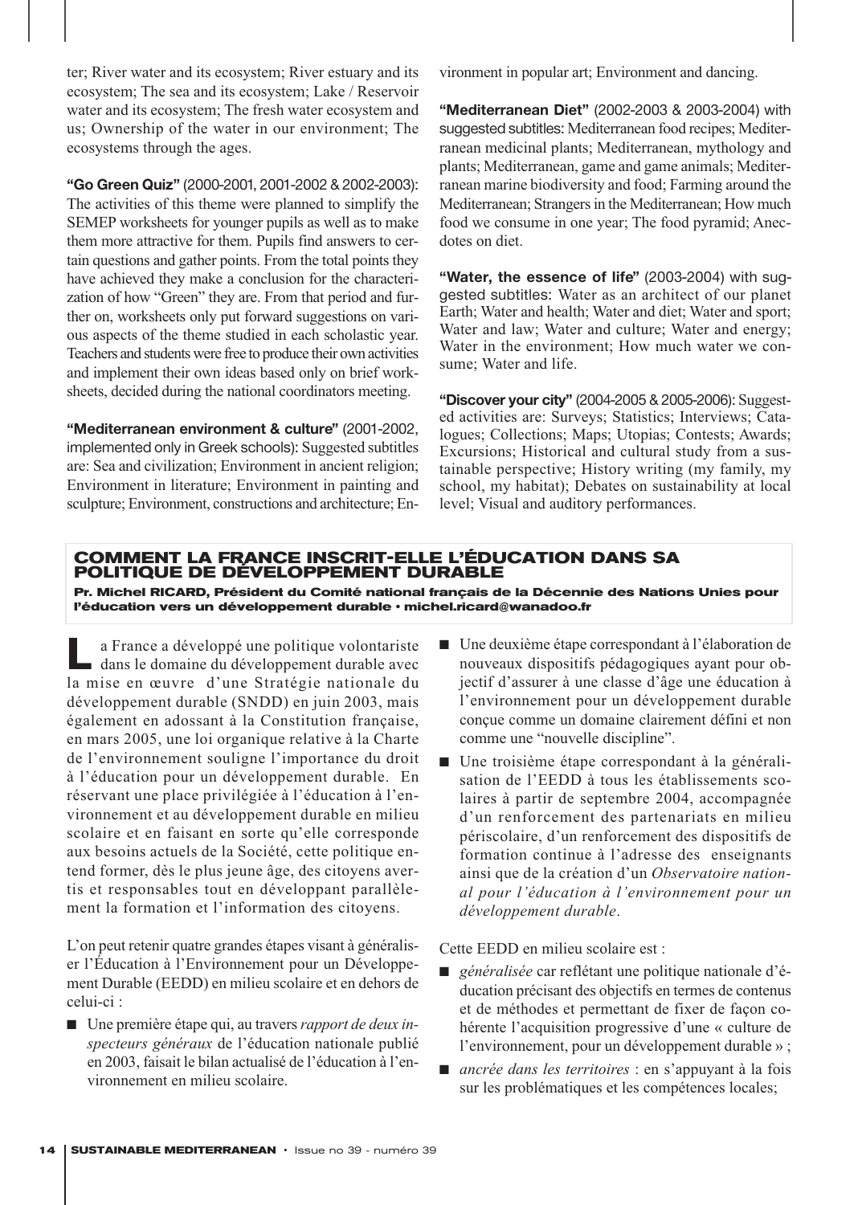ter; River water and its ecosystem; River estuary and its ecosystem; The sea and its ecosystem; Lake / Reservoir water and its ecosystem; The fresh water ecosystem and us; Ownership of the water in our environment; The ecosystems through the ages.

**"Go Green Quiz"** (2000-2001, 2001-2002 & 2002-2003): The activities of this theme were planned to simplify the SEMEP worksheets for younger pupils as well as to make them more attractive for them. Pupils find answers to certain questions and gather points. From the total points they have achieved they make a conclusion for the characterization of how "Green" they are. From that period and further on, worksheets only put forward suggestions on various aspects of the theme studied in each scholastic year. Teachers and students were free to produce their own activities and implement their own ideas based only on brief worksheets, decided during the national coordinators meeting.

**"Mediterranean environment & culture"** (2001-2002, implemented only in Greek schools): Suggested subtitles are: Sea and civilization; Environment in ancient religion; Environment in literature; Environment in painting and sculpture; Environment, constructions and architecture; Environment in popular art; Environment and dancing.

**"Mediterranean Diet"** (2002-2003 & 2003-2004) with suggested subtitles: Mediterranean food recipes; Mediterranean medicinal plants; Mediterranean, mythology and plants; Mediterranean, game and game animals; Mediterranean marine biodiversity and food; Farming around the Mediterranean; Strangers in the Mediterranean; How much food we consume in one year; The food pyramid; Anecdotes on diet.

**"Water, the essence of life"** (2003-2004) with suggested subtitles: Water as an architect of our planet Earth; Water and health; Water and diet; Water and sport; Water and law; Water and culture; Water and energy; Water in the environment; How much water we consume; Water and life.

**"Discover your city"** (2004-2005 & 2005-2006): Suggested activities are: Surveys; Statistics; Interviews; Catalogues; Collections; Maps; Utopias; Contests; Awards; Excursions; Historical and cultural study from a sustainable perspective; History writing (my family, my school, my habitat); Debates on sustainability at local level; Visual and auditory performances.

## COMMENT LA FRANCE INSCRIT-ELLE L'ÉDUCATION DANS SA POLITIQUE DE DÉVELOPPEMENT DURABLE

**Pr. Michel RICARD, Président du Comité national français de la Décennie des Nations Unies pour l'éducation vers un développement durable • michel.ricard@wanadoo.fr**

La France a développé une politique volontariste dans le domaine du développement durable avec la mise en œuvre d'une Stratégie nationale du développement durable (SNDD) en juin 2003, mais également en adossant à la Constitution française, en mars 2005, une loi organique relative à la Charte de l'environnement souligne l'importance du droit à l'éducation pour un développement durable. En réservant une place privilégiée à l'éducation à l'environnement et au développement durable en milieu scolaire et en faisant en sorte qu'elle corresponde aux besoins actuels de la Société, cette politique entend former, dès le plus jeune âge, des citoyens avertis et responsables tout en développant parallèlement la formation et l'information des citoyens.

L'on peut retenir quatre grandes étapes visant à généraliser l'Éducation à l'Environnement pour un Développement Durable (EEDD) en milieu scolaire et en dehors de celui-ci :

- Une première étape qui, au travers *rapport de deux inspecteurs généraux* de l'éducation nationale publié en 2003, faisait le bilan actualisé de l'éducation à l'environnement en milieu scolaire.
- Une deuxième étape correspondant à l'élaboration de nouveaux dispositifs pédagogiques ayant pour objectif d'assurer à une classe d'âge une éducation à l'environnement pour un développement durable conçue comme un domaine clairement défini et non comme une "nouvelle discipline".
- Une troisième étape correspondant à la généralisation de l'EEDD à tous les établissements scolaires à partir de septembre 2004, accompagnée d'un renforcement des partenariats en milieu périscolaire, d'un renforcement des dispositifs de formation continue à l'adresse des enseignants ainsi que de la création d'un *Observatoire national pour l'éducation à l'environnement pour un développement durable*.

Cette EEDD en milieu scolaire est :

- *généralisée* car reflétant une politique nationale d'éducation précisant des objectifs en termes de contenus et de méthodes et permettant de fixer de façon cohérente l'acquisition progressive d'une « culture de l'environnement, pour un développement durable » ;
- *ancrée dans les territoires* : en s'appuyant à la fois sur les problématiques et les compétences locales;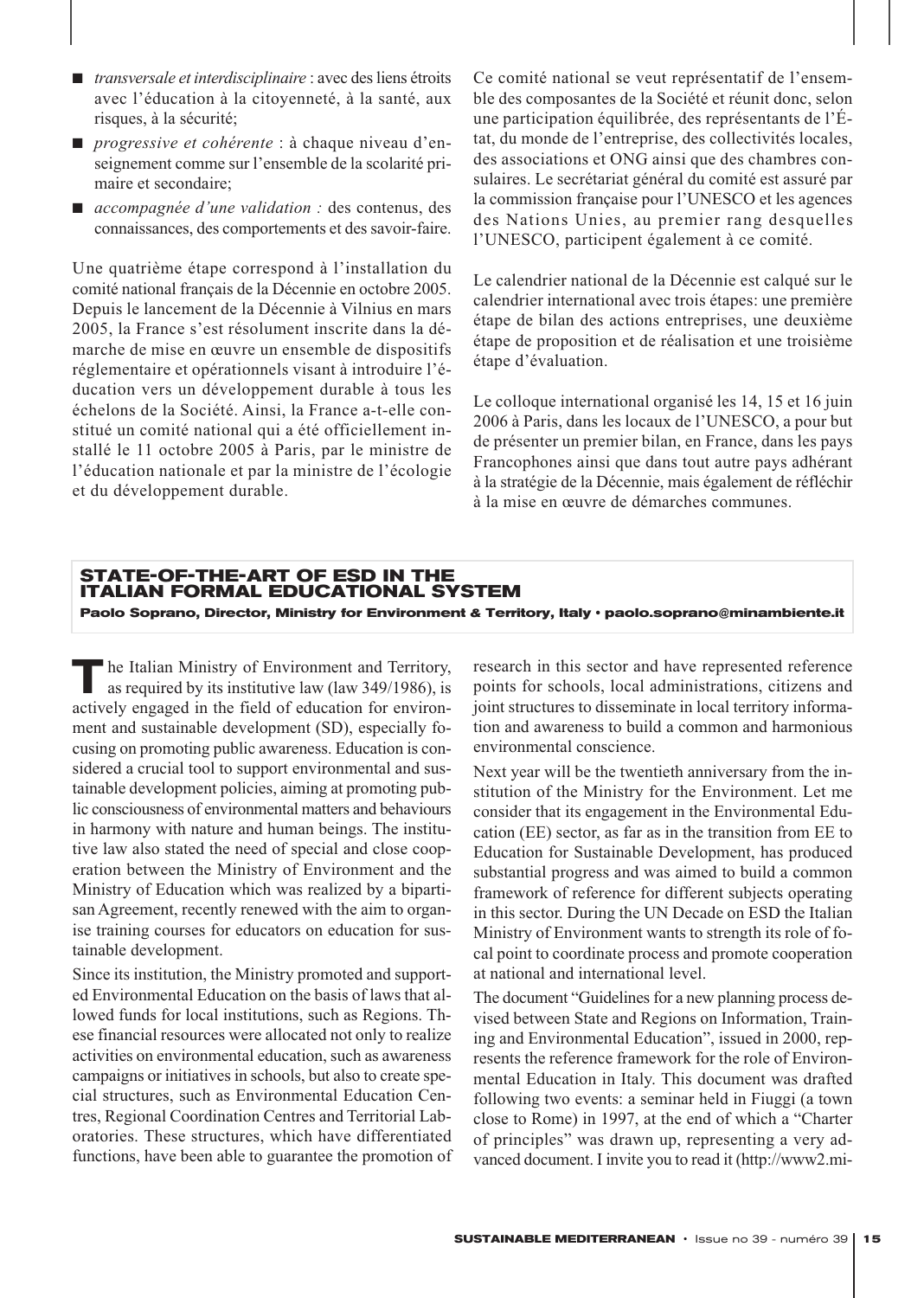- *transversale et interdisciplinaire* : avec des liens étroits avec l'éducation à la citoyenneté, à la santé, aux risques, à la sécurité;
- *progressive et cohérente* : à chaque niveau d'enseignement comme sur l'ensemble de la scolarité primaire et secondaire;
- *accompagnée d'une validation :* des contenus, des connaissances, des comportements et des savoir-faire.

Une quatrième étape correspond à l'installation du comité national français de la Décennie en octobre 2005. Depuis le lancement de la Décennie à Vilnius en mars 2005, la France s'est résolument inscrite dans la démarche de mise en œuvre un ensemble de dispositifs réglementaire et opérationnels visant à introduire l'éducation vers un développement durable à tous les échelons de la Société. Ainsi, la France a-t-elle constitué un comité national qui a été officiellement installé le 11 octobre 2005 à Paris, par le ministre de l'éducation nationale et par la ministre de l'écologie et du développement durable.

Ce comité national se veut représentatif de l'ensemble des composantes de la Société et réunit donc, selon une participation équilibrée, des représentants de l'État, du monde de l'entreprise, des collectivités locales, des associations et ONG ainsi que des chambres consulaires. Le secrétariat général du comité est assuré par la commission française pour l'UNESCO et les agences des Nations Unies, au premier rang desquelles l'UNESCO, participent également à ce comité.

Le calendrier national de la Décennie est calqué sur le calendrier international avec trois étapes: une première étape de bilan des actions entreprises, une deuxième étape de proposition et de réalisation et une troisième étape d'évaluation.

Le colloque international organisé les 14, 15 et 16 juin 2006 à Paris, dans les locaux de l'UNESCO, a pour but de présenter un premier bilan, en France, dans les pays Francophones ainsi que dans tout autre pays adhérant à la stratégie de la Décennie, mais également de réfléchir à la mise en œuvre de démarches communes.

## STATE-OF-THE-ART OF ESD IN THE ITALIAN FORMAL EDUCATIONAL SYSTEM

**Paolo Soprano, Director, Ministry for Environment & Territory, Italy • paolo.soprano@minambiente.it**

The Italian Ministry of Environment and Territory, as required by its institutive law (law 349/1986), is actively engaged in the field of education for environment and sustainable development (SD), especially focusing on promoting public awareness. Education is considered a crucial tool to support environmental and sustainable development policies, aiming at promoting public consciousness of environmental matters and behaviours in harmony with nature and human beings. The institutive law also stated the need of special and close cooperation between the Ministry of Environment and the Ministry of Education which was realized by a bipartisan Agreement, recently renewed with the aim to organise training courses for educators on education for sustainable development.

Since its institution, the Ministry promoted and supported Environmental Education on the basis of laws that allowed funds for local institutions, such as Regions. These financial resources were allocated not only to realize activities on environmental education, such as awareness campaigns or initiatives in schools, but also to create special structures, such as Environmental Education Centres, Regional Coordination Centres and Territorial Laboratories. These structures, which have differentiated functions, have been able to guarantee the promotion of research in this sector and have represented reference points for schools, local administrations, citizens and joint structures to disseminate in local territory information and awareness to build a common and harmonious environmental conscience.

Next year will be the twentieth anniversary from the institution of the Ministry for the Environment. Let me consider that its engagement in the Environmental Education (EE) sector, as far as in the transition from EE to Education for Sustainable Development, has produced substantial progress and was aimed to build a common framework of reference for different subjects operating in this sector. During the UN Decade on ESD the Italian Ministry of Environment wants to strength its role of focal point to coordinate process and promote cooperation at national and international level.

The document "Guidelines for a new planning process devised between State and Regions on Information, Training and Environmental Education", issued in 2000, represents the reference framework for the role of Environmental Education in Italy. This document was drafted following two events: a seminar held in Fiuggi (a town close to Rome) in 1997, at the end of which a "Charter of principles" was drawn up, representing a very advanced document. I invite you to read it (http://www2.mi-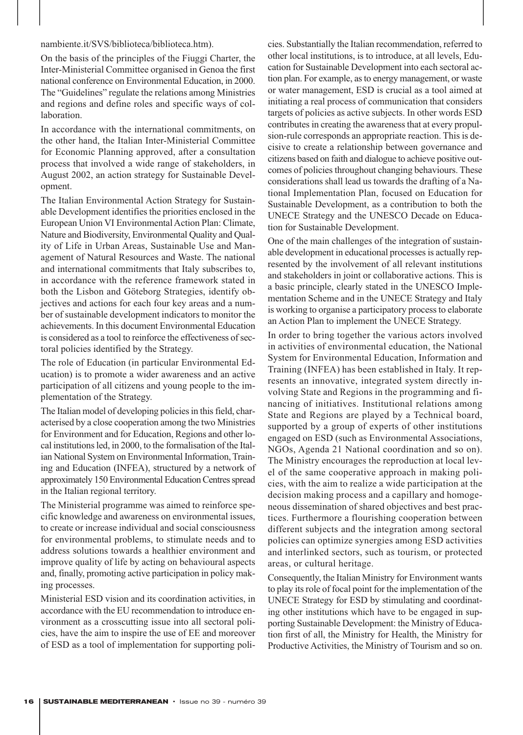nambiente.it/SVS/biblioteca/biblioteca.htm).

On the basis of the principles of the Fiuggi Charter, the Inter-Ministerial Committee organised in Genoa the first national conference on Environmental Education, in 2000. The "Guidelines" regulate the relations among Ministries and regions and define roles and specific ways of collaboration.

In accordance with the international commitments, on the other hand, the Italian Inter-Ministerial Committee for Economic Planning approved, after a consultation process that involved a wide range of stakeholders, in August 2002, an action strategy for Sustainable Development.

The Italian Environmental Action Strategy for Sustainable Development identifies the priorities enclosed in the European Union VI Environmental Action Plan: Climate, Nature and Biodiversity, Environmental Quality and Quality of Life in Urban Areas, Sustainable Use and Management of Natural Resources and Waste. The national and international commitments that Italy subscribes to, in accordance with the reference framework stated in both the Lisbon and Göteborg Strategies, identify objectives and actions for each four key areas and a number of sustainable development indicators to monitor the achievements. In this document Environmental Education is considered as a tool to reinforce the effectiveness of sectoral policies identified by the Strategy.

The role of Education (in particular Environmental Education) is to promote a wider awareness and an active participation of all citizens and young people to the implementation of the Strategy.

The Italian model of developing policies in this field, characterised by a close cooperation among the two Ministries for Environment and for Education, Regions and other local institutions led, in 2000, to the formalisation of the Italian National System on Environmental Information, Training and Education (INFEA), structured by a network of approximately 150 Environmental Education Centres spread in the Italian regional territory.

The Ministerial programme was aimed to reinforce specific knowledge and awareness on environmental issues, to create or increase individual and social consciousness for environmental problems, to stimulate needs and to address solutions towards a healthier environment and improve quality of life by acting on behavioural aspects and, finally, promoting active participation in policy making processes.

Ministerial ESD vision and its coordination activities, in accordance with the EU recommendation to introduce environment as a crosscutting issue into all sectoral policies, have the aim to inspire the use of EE and moreover of ESD as a tool of implementation for supporting policies. Substantially the Italian recommendation, referred to other local institutions, is to introduce, at all levels, Education for Sustainable Development into each sectoral action plan. For example, as to energy management, or waste or water management, ESD is crucial as a tool aimed at initiating a real process of communication that considers targets of policies as active subjects. In other words ESD contributes in creating the awareness that at every propulsion-rule corresponds an appropriate reaction. This is decisive to create a relationship between governance and citizens based on faith and dialogue to achieve positive outcomes of policies throughout changing behaviours. These considerations shall lead us towards the drafting of a National Implementation Plan, focused on Education for Sustainable Development, as a contribution to both the UNECE Strategy and the UNESCO Decade on Education for Sustainable Development.

One of the main challenges of the integration of sustainable development in educational processes is actually represented by the involvement of all relevant institutions and stakeholders in joint or collaborative actions. This is a basic principle, clearly stated in the UNESCO Implementation Scheme and in the UNECE Strategy and Italy is working to organise a participatory process to elaborate an Action Plan to implement the UNECE Strategy.

In order to bring together the various actors involved in activities of environmental education, the National System for Environmental Education, Information and Training (INFEA) has been established in Italy. It represents an innovative, integrated system directly involving State and Regions in the programming and financing of initiatives. Institutional relations among State and Regions are played by a Technical board, supported by a group of experts of other institutions engaged on ESD (such as Environmental Associations, NGOs, Agenda 21 National coordination and so on). The Ministry encourages the reproduction at local level of the same cooperative approach in making policies, with the aim to realize a wide participation at the decision making process and a capillary and homogeneous dissemination of shared objectives and best practices. Furthermore a flourishing cooperation between different subjects and the integration among sectoral policies can optimize synergies among ESD activities and interlinked sectors, such as tourism, or protected areas, or cultural heritage.

Consequently, the Italian Ministry for Environment wants to play its role of focal point for the implementation of the UNECE Strategy for ESD by stimulating and coordinating other institutions which have to be engaged in supporting Sustainable Development: the Ministry of Education first of all, the Ministry for Health, the Ministry for Productive Activities, the Ministry of Tourism and so on.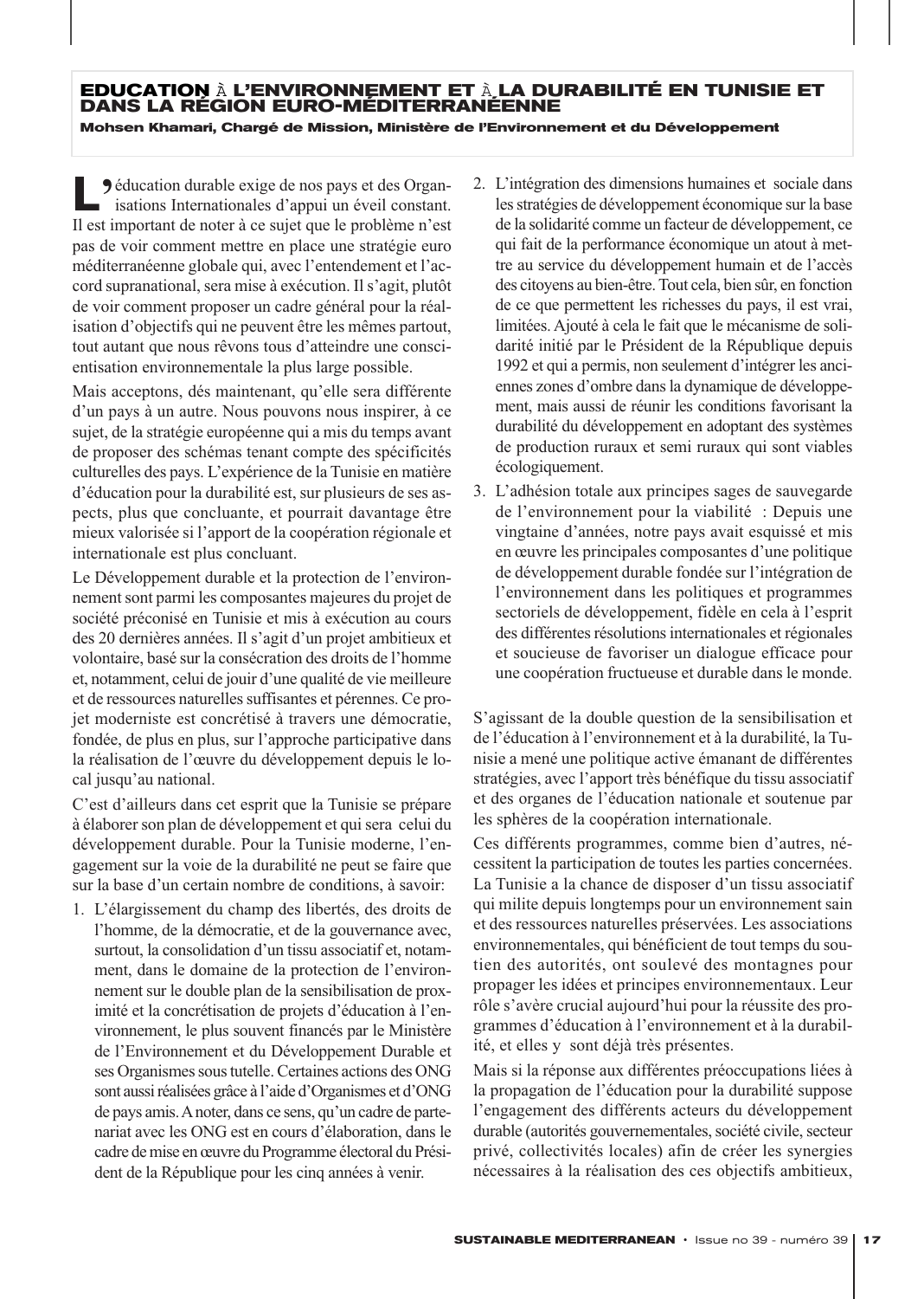## EDUCATION À L'ENVIRONNEMENT ET À LA DURABILITÉ EN TUNISIE ET DANS LA RÉGION EURO-MÉDITERRANÉENNE

**Mohsen Khamari, Chargé de Mission, Ministère de l'Environnement et du Développement**

L'éducation durable exige de nos pays et des Organisations Internationales d'appui un éveil constant. Il est important de noter à ce sujet que le problème n'est pas de voir comment mettre en place une stratégie euro méditerranéenne globale qui, avec l'entendement et l'accord supranational, sera mise à exécution. Il s'agit, plutôt de voir comment proposer un cadre général pour la réalisation d'objectifs qui ne peuvent être les mêmes partout, tout autant que nous rêvons tous d'atteindre une conscientisation environnementale la plus large possible.

Mais acceptons, dés maintenant, qu'elle sera différente d'un pays à un autre. Nous pouvons nous inspirer, à ce sujet, de la stratégie européenne qui a mis du temps avant de proposer des schémas tenant compte des spécificités culturelles des pays. L'expérience de la Tunisie en matière d'éducation pour la durabilité est, sur plusieurs de ses aspects, plus que concluante, et pourrait davantage être mieux valorisée si l'apport de la coopération régionale et internationale est plus concluant.

Le Développement durable et la protection de l'environnement sont parmi les composantes majeures du projet de société préconisé en Tunisie et mis à exécution au cours des 20 dernières années. Il s'agit d'un projet ambitieux et volontaire, basé sur la consécration des droits de l'homme et, notamment, celui de jouir d'une qualité de vie meilleure et de ressources naturelles suffisantes et pérennes. Ce projet moderniste est concrétisé à travers une démocratie, fondée, de plus en plus, sur l'approche participative dans la réalisation de l'œuvre du développement depuis le local jusqu'au national.

C'est d'ailleurs dans cet esprit que la Tunisie se prépare à élaborer son plan de développement et qui sera celui du développement durable. Pour la Tunisie moderne, l'engagement sur la voie de la durabilité ne peut se faire que sur la base d'un certain nombre de conditions, à savoir:

1. L'élargissement du champ des libertés, des droits de l'homme, de la démocratie, et de la gouvernance avec, surtout, la consolidation d'un tissu associatif et, notamment, dans le domaine de la protection de l'environnement sur le double plan de la sensibilisation de proximité et la concrétisation de projets d'éducation à l'environnement, le plus souvent financés par le Ministère de l'Environnement et du Développement Durable et ses Organismes sous tutelle. Certaines actions des ONG sont aussi réalisées grâce à l'aide d'Organismes et d'ONG de pays amis. A noter, dans ce sens, qu'un cadre de partenariat avec les ONG est en cours d'élaboration, dans le cadre de mise en œuvre du Programme électoral du Président de la République pour les cinq années à venir.
2. L'intégration des dimensions humaines et sociale dans les stratégies de développement économique sur la base de la solidarité comme un facteur de développement, ce qui fait de la performance économique un atout à mettre au service du développement humain et de l'accès des citoyens au bien-être. Tout cela, bien sûr, en fonction de ce que permettent les richesses du pays, il est vrai, limitées. Ajouté à cela le fait que le mécanisme de solidarité initié par le Président de la République depuis 1992 et qui a permis, non seulement d'intégrer les anciennes zones d'ombre dans la dynamique de développement, mais aussi de réunir les conditions favorisant la durabilité du développement en adoptant des systèmes de production ruraux et semi ruraux qui sont viables écologiquement.
3. L'adhésion totale aux principes sages de sauvegarde de l'environnement pour la viabilité : Depuis une vingtaine d'années, notre pays avait esquissé et mis en œuvre les principales composantes d'une politique de développement durable fondée sur l'intégration de l'environnement dans les politiques et programmes sectoriels de développement, fidèle en cela à l'esprit des différentes résolutions internationales et régionales et soucieuse de favoriser un dialogue efficace pour une coopération fructueuse et durable dans le monde.

S'agissant de la double question de la sensibilisation et de l'éducation à l'environnement et à la durabilité, la Tunisie a mené une politique active émanant de différentes stratégies, avec l'apport très bénéfique du tissu associatif et des organes de l'éducation nationale et soutenue par les sphères de la coopération internationale.

Ces différents programmes, comme bien d'autres, nécessitent la participation de toutes les parties concernées. La Tunisie a la chance de disposer d'un tissu associatif qui milite depuis longtemps pour un environnement sain et des ressources naturelles préservées. Les associations environnementales, qui bénéficient de tout temps du soutien des autorités, ont soulevé des montagnes pour propager les idées et principes environnementaux. Leur rôle s'avère crucial aujourd'hui pour la réussite des programmes d'éducation à l'environnement et à la durabilité, et elles y sont déjà très présentes.

Mais si la réponse aux différentes préoccupations liées à la propagation de l'éducation pour la durabilité suppose l'engagement des différents acteurs du développement durable (autorités gouvernementales, société civile, secteur privé, collectivités locales) afin de créer les synergies nécessaires à la réalisation des ces objectifs ambitieux,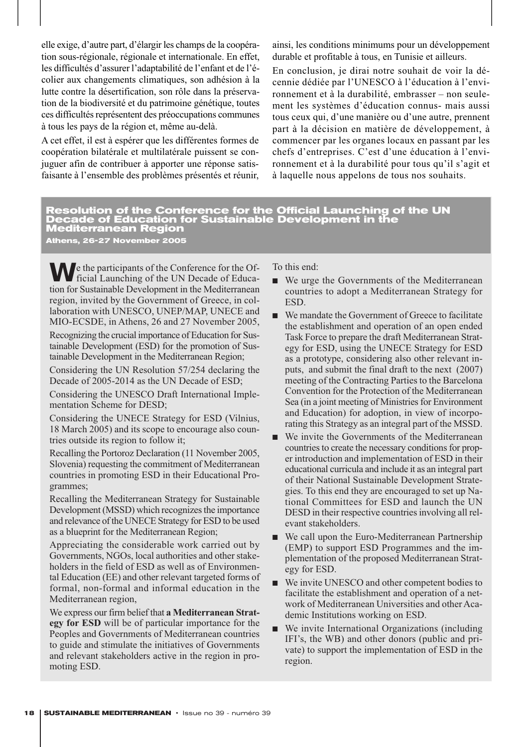elle exige, d'autre part, d'élargir les champs de la coopération sous-régionale, régionale et internationale. En effet, les difficultés d'assurer l'adaptabilité de l'enfant et de l'écolier aux changements climatiques, son adhésion à la lutte contre la désertification, son rôle dans la préservation de la biodiversité et du patrimoine génétique, toutes ces difficultés représentent des préoccupations communes à tous les pays de la région et, même au-delà.

A cet effet, il est à espérer que les différentes formes de coopération bilatérale et multilatérale puissent se conjuguer afin de contribuer à apporter une réponse satisfaisante à l'ensemble des problèmes présentés et réunir, ainsi, les conditions minimums pour un développement durable et profitable à tous, en Tunisie et ailleurs.

En conclusion, je dirai notre souhait de voir la décennie dédiée par l'UNESCO à l'éducation à l'environnement et à la durabilité, embrasser – non seulement les systèmes d'éducation connus- mais aussi tous ceux qui, d'une manière ou d'une autre, prennent part à la décision en matière de développement, à commencer par les organes locaux en passant par les chefs d'entreprises. C'est d'une éducation à l'environnement et à la durabilité pour tous qu'il s'agit et à laquelle nous appelons de tous nos souhaits.

## Resolution of the Conference for the Official Launching of the UN Decade of Education for Sustainable Development in the Mediterranean Region

**Athens, 26-27 November 2005**

We the participants of the Conference for the Official Launching of the UN Decade of Education for Sustainable Development in the Mediterranean region, invited by the Government of Greece, in collaboration with UNESCO, UNEP/MAP, UNECE and MIO-ECSDE, in Athens, 26 and 27 November 2005,

Recognizing the crucial importance of Education for Sustainable Development (ESD) for the promotion of Sustainable Development in the Mediterranean Region;

Considering the UN Resolution 57/254 declaring the Decade of 2005-2014 as the UN Decade of ESD;

Considering the UNESCO Draft International Implementation Scheme for DESD;

Considering the UNECE Strategy for ESD (Vilnius, 18 March 2005) and its scope to encourage also countries outside its region to follow it;

Recalling the Portoroz Declaration (11 November 2005, Slovenia) requesting the commitment of Mediterranean countries in promoting ESD in their Educational Programmes;

Recalling the Mediterranean Strategy for Sustainable Development (MSSD) which recognizes the importance and relevance of the UNECE Strategy for ESD to be used as a blueprint for the Mediterranean Region;

Appreciating the considerable work carried out by Governments, NGOs, local authorities and other stakeholders in the field of ESD as well as of Environmental Education (EE) and other relevant targeted forms of formal, non-formal and informal education in the Mediterranean region,

We express our firm belief that **a Mediterranean Strategy for ESD** will be of particular importance for the Peoples and Governments of Mediterranean countries to guide and stimulate the initiatives of Governments and relevant stakeholders active in the region in promoting ESD.

To this end:

- We urge the Governments of the Mediterranean countries to adopt a Mediterranean Strategy for ESD.
- We mandate the Government of Greece to facilitate the establishment and operation of an open ended Task Force to prepare the draft Mediterranean Strategy for ESD, using the UNECE Strategy for ESD as a prototype, considering also other relevant inputs, and submit the final draft to the next (2007) meeting of the Contracting Parties to the Barcelona Convention for the Protection of the Mediterranean Sea (in a joint meeting of Ministries for Environment and Education) for adoption, in view of incorporating this Strategy as an integral part of the MSSD.
- We invite the Governments of the Mediterranean countries to create the necessary conditions for proper introduction and implementation of ESD in their educational curricula and include it as an integral part of their National Sustainable Development Strategies. To this end they are encouraged to set up National Committees for ESD and launch the UN DESD in their respective countries involving all relevant stakeholders.
- We call upon the Euro-Mediterranean Partnership (EMP) to support ESD Programmes and the implementation of the proposed Mediterranean Strategy for ESD.
- We invite UNESCO and other competent bodies to facilitate the establishment and operation of a network of Mediterranean Universities and other Academic Institutions working on ESD.
- We invite International Organizations (including IFI's, the WB) and other donors (public and private) to support the implementation of ESD in the region.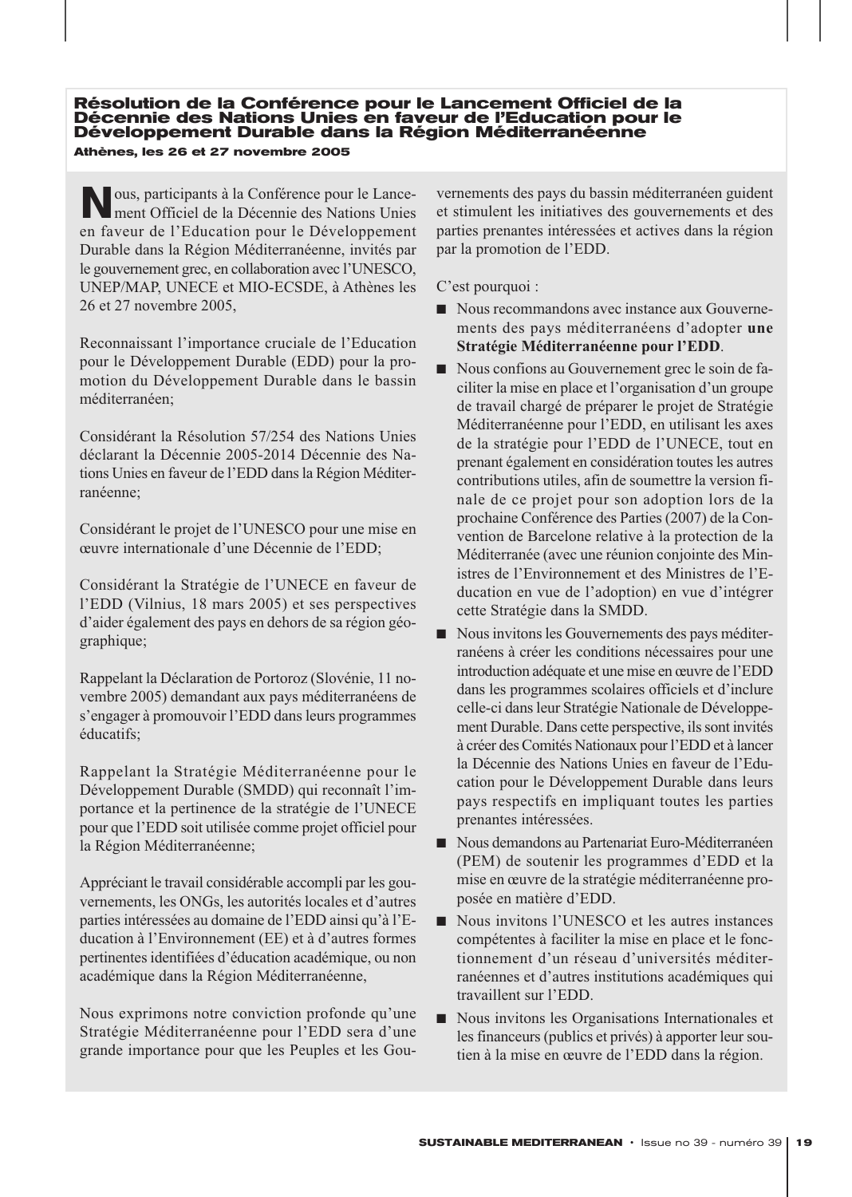## Résolution de la Conférence pour le Lancement Officiel de la Décennie des Nations Unies en faveur de l'Education pour le Développement Durable dans la Région Méditerranéenne

**Athènes, les 26 et 27 novembre 2005**

Nous, participants à la Conférence pour le Lancement Officiel de la Décennie des Nations Unies en faveur de l'Education pour le Développement Durable dans la Région Méditerranéenne, invités par le gouvernement grec, en collaboration avec l'UNESCO, UNEP/MAP, UNECE et MIO-ECSDE, à Athènes les 26 et 27 novembre 2005,

Reconnaissant l'importance cruciale de l'Education pour le Développement Durable (EDD) pour la promotion du Développement Durable dans le bassin méditerranéen;

Considérant la Résolution 57/254 des Nations Unies déclarant la Décennie 2005-2014 Décennie des Nations Unies en faveur de l'EDD dans la Région Méditerranéenne;

Considérant le projet de l'UNESCO pour une mise en œuvre internationale d'une Décennie de l'EDD;

Considérant la Stratégie de l'UNECE en faveur de l'EDD (Vilnius, 18 mars 2005) et ses perspectives d'aider également des pays en dehors de sa région géographique;

Rappelant la Déclaration de Portoroz (Slovénie, 11 novembre 2005) demandant aux pays méditerranéens de s'engager à promouvoir l'EDD dans leurs programmes éducatifs;

Rappelant la Stratégie Méditerranéenne pour le Développement Durable (SMDD) qui reconnaît l'importance et la pertinence de la stratégie de l'UNECE pour que l'EDD soit utilisée comme projet officiel pour la Région Méditerranéenne;

Appréciant le travail considérable accompli par les gouvernements, les ONGs, les autorités locales et d'autres parties intéressées au domaine de l'EDD ainsi qu'à l'Education à l'Environnement (EE) et à d'autres formes pertinentes identifiées d'éducation académique, ou non académique dans la Région Méditerranéenne,

Nous exprimons notre conviction profonde qu'une Stratégie Méditerranéenne pour l'EDD sera d'une grande importance pour que les Peuples et les Gouvernements des pays du bassin méditerranéen guident et stimulent les initiatives des gouvernements et des parties prenantes intéressées et actives dans la région par la promotion de l'EDD.

C'est pourquoi :

- Nous recommandons avec instance aux Gouvernements des pays méditerranéens d'adopter **une Stratégie Méditerranéenne pour l'EDD**.
- Nous confions au Gouvernement grec le soin de faciliter la mise en place et l'organisation d'un groupe de travail chargé de préparer le projet de Stratégie Méditerranéenne pour l'EDD, en utilisant les axes de la stratégie pour l'EDD de l'UNECE, tout en prenant également en considération toutes les autres contributions utiles, afin de soumettre la version finale de ce projet pour son adoption lors de la prochaine Conférence des Parties (2007) de la Convention de Barcelone relative à la protection de la Méditerranée (avec une réunion conjointe des Ministres de l'Environnement et des Ministres de l'Education en vue de l'adoption) en vue d'intégrer cette Stratégie dans la SMDD.
- Nous invitons les Gouvernements des pays méditerranéens à créer les conditions nécessaires pour une introduction adéquate et une mise en œuvre de l'EDD dans les programmes scolaires officiels et d'inclure celle-ci dans leur Stratégie Nationale de Développement Durable. Dans cette perspective, ils sont invités à créer des Comités Nationaux pour l'EDD et à lancer la Décennie des Nations Unies en faveur de l'Education pour le Développement Durable dans leurs pays respectifs en impliquant toutes les parties prenantes intéressées.
- Nous demandons au Partenariat Euro-Méditerranéen (PEM) de soutenir les programmes d'EDD et la mise en œuvre de la stratégie méditerranéenne proposée en matière d'EDD.
- Nous invitons l'UNESCO et les autres instances compétentes à faciliter la mise en place et le fonctionnement d'un réseau d'universités méditerranéennes et d'autres institutions académiques qui travaillent sur l'EDD.
- Nous invitons les Organisations Internationales et les financeurs (publics et privés) à apporter leur soutien à la mise en œuvre de l'EDD dans la région.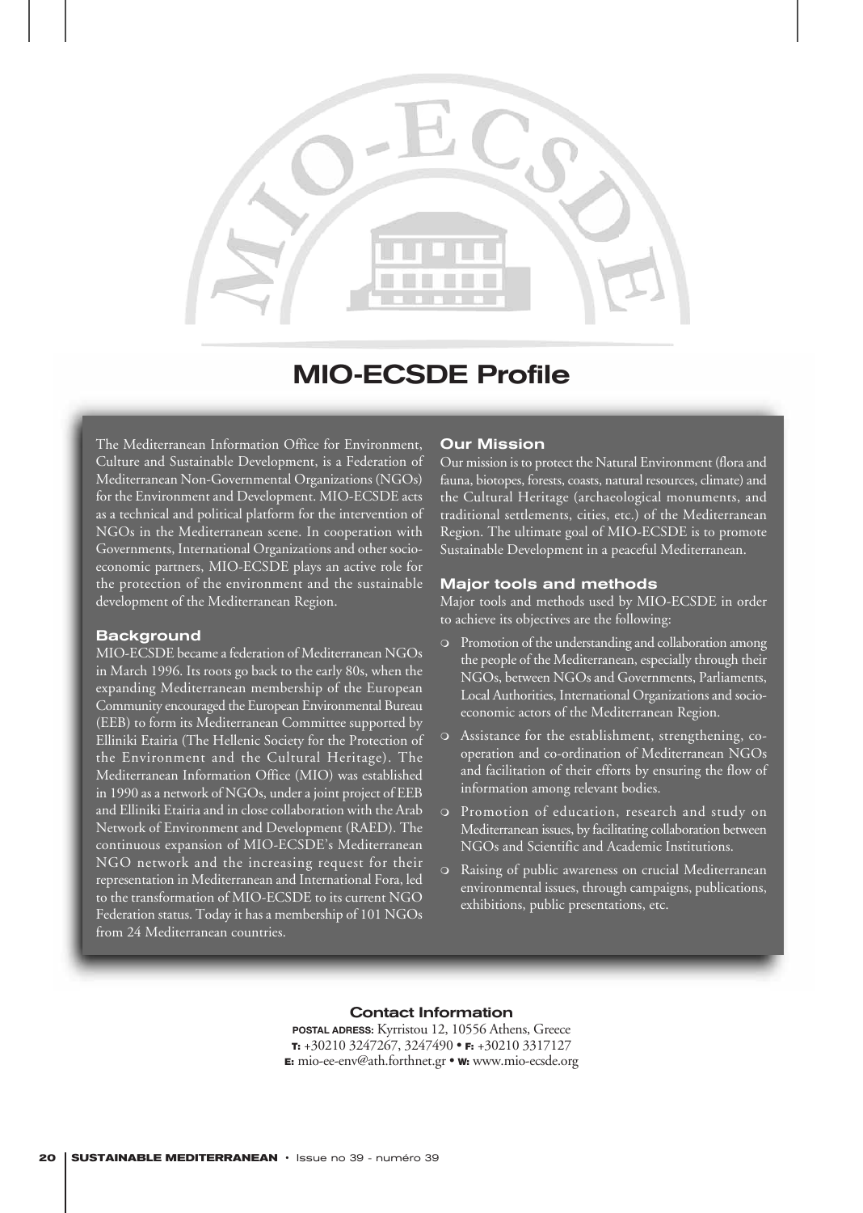# MIO-ECSDE Profile

The Mediterranean Information Office for Environment, Culture and Sustainable Development, is a Federation of Mediterranean Non-Governmental Organizations (NGOs) for the Environment and Development. MIO-ECSDE acts as a technical and political platform for the intervention of NGOs in the Mediterranean scene. In cooperation with Governments, International Organizations and other socio-economic partners, MIO-ECSDE plays an active role for the protection of the environment and the sustainable development of the Mediterranean Region.

### Background

MIO-ECSDE became a federation of Mediterranean NGOs in March 1996. Its roots go back to the early 80s, when the expanding Mediterranean membership of the European Community encouraged the European Environmental Bureau (EEB) to form its Mediterranean Committee supported by Elliniki Etairia (The Hellenic Society for the Protection of the Environment and the Cultural Heritage). The Mediterranean Information Office (MIO) was established in 1990 as a network of NGOs, under a joint project of EEB and Elliniki Etairia and in close collaboration with the Arab Network of Environment and Development (RAED). The continuous expansion of MIO-ECSDE's Mediterranean NGO network and the increasing request for their representation in Mediterranean and International Fora, led to the transformation of MIO-ECSDE to its current NGO Federation status. Today it has a membership of 101 NGOs from 24 Mediterranean countries.

### Our Mission

Our mission is to protect the Natural Environment (flora and fauna, biotopes, forests, coasts, natural resources, climate) and the Cultural Heritage (archaeological monuments, and traditional settlements, cities, etc.) of the Mediterranean Region. The ultimate goal of MIO-ECSDE is to promote Sustainable Development in a peaceful Mediterranean.

### Major tools and methods

Major tools and methods used by MIO-ECSDE in order to achieve its objectives are the following:

- Promotion of the understanding and collaboration among the people of the Mediterranean, especially through their NGOs, between NGOs and Governments, Parliaments, Local Authorities, International Organizations and socio-economic actors of the Mediterranean Region.
- Assistance for the establishment, strengthening, co-operation and co-ordination of Mediterranean NGOs and facilitation of their efforts by ensuring the flow of information among relevant bodies.
- Promotion of education, research and study on Mediterranean issues, by facilitating collaboration between NGOs and Scientific and Academic Institutions.
- Raising of public awareness on crucial Mediterranean environmental issues, through campaigns, publications, exhibitions, public presentations, etc.

### Contact Information

**POSTAL ADRESS:** Kyrristou 12, 10556 Athens, Greece
**T:** +30210 3247267, 3247490 • **F:** +30210 3317127
**E:** mio-ee-env@ath.forthnet.gr • **W:** www.mio-ecsde.org